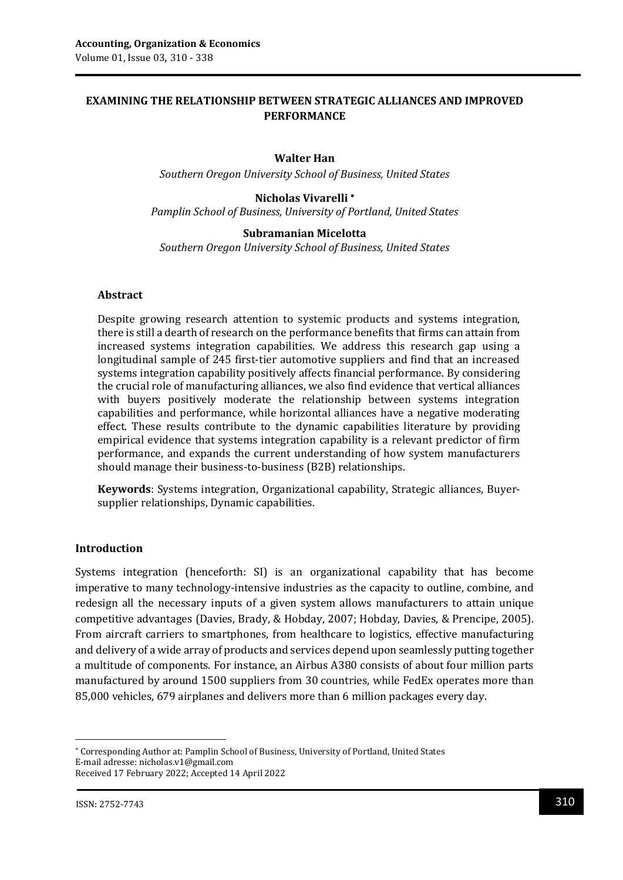# EXAMINING THE RELATIONSHIP BETWEEN STRATEGIC ALLIANCES AND IMPROVED PERFORMANCE

**Walter Han**

*Southern Oregon University School of Business, United States*

**Nicholas Vivarelli** *

*Pamplin School of Business, University of Portland, United States*

**Subramanian Micelotta**

*Southern Oregon University School of Business, United States*

### Abstract

Despite growing research attention to systemic products and systems integration, there is still a dearth of research on the performance benefits that firms can attain from increased systems integration capabilities. We address this research gap using a longitudinal sample of 245 first-tier automotive suppliers and find that an increased systems integration capability positively affects financial performance. By considering the crucial role of manufacturing alliances, we also find evidence that vertical alliances with buyers positively moderate the relationship between systems integration capabilities and performance, while horizontal alliances have a negative moderating effect. These results contribute to the dynamic capabilities literature by providing empirical evidence that systems integration capability is a relevant predictor of firm performance, and expands the current understanding of how system manufacturers should manage their business-to-business (B2B) relationships.

**Keywords**: Systems integration, Organizational capability, Strategic alliances, Buyer-supplier relationships, Dynamic capabilities.

## Introduction

Systems integration (henceforth: SI) is an organizational capability that has become imperative to many technology-intensive industries as the capacity to outline, combine, and redesign all the necessary inputs of a given system allows manufacturers to attain unique competitive advantages (Davies, Brady, & Hobday, 2007; Hobday, Davies, & Prencipe, 2005). From aircraft carriers to smartphones, from healthcare to logistics, effective manufacturing and delivery of a wide array of products and services depend upon seamlessly putting together a multitude of components. For instance, an Airbus A380 consists of about four million parts manufactured by around 1500 suppliers from 30 countries, while FedEx operates more than 85,000 vehicles, 679 airplanes and delivers more than 6 million packages every day.

* Corresponding Author at: Pamplin School of Business, University of Portland, United States
E-mail adresse: nicholas.v1@gmail.com
Received 17 February 2022; Accepted 14 April 2022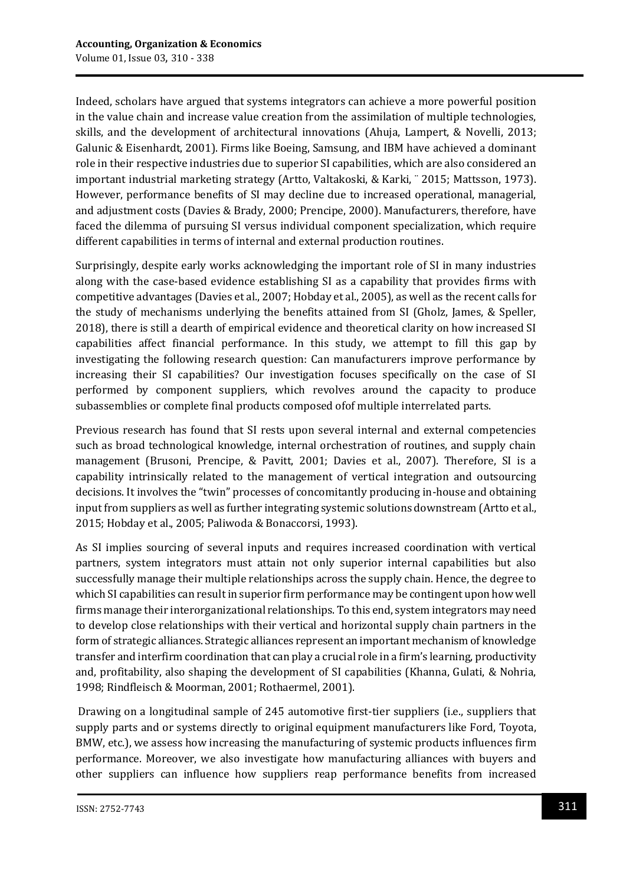Indeed, scholars have argued that systems integrators can achieve a more powerful position in the value chain and increase value creation from the assimilation of multiple technologies, skills, and the development of architectural innovations (Ahuja, Lampert, & Novelli, 2013; Galunic & Eisenhardt, 2001). Firms like Boeing, Samsung, and IBM have achieved a dominant role in their respective industries due to superior SI capabilities, which are also considered an important industrial marketing strategy (Artto, Valtakoski, & Karki, ¨ 2015; Mattsson, 1973). However, performance benefits of SI may decline due to increased operational, managerial, and adjustment costs (Davies & Brady, 2000; Prencipe, 2000). Manufacturers, therefore, have faced the dilemma of pursuing SI versus individual component specialization, which require different capabilities in terms of internal and external production routines.

Surprisingly, despite early works acknowledging the important role of SI in many industries along with the case-based evidence establishing SI as a capability that provides firms with competitive advantages (Davies et al., 2007; Hobday et al., 2005), as well as the recent calls for the study of mechanisms underlying the benefits attained from SI (Gholz, James, & Speller, 2018), there is still a dearth of empirical evidence and theoretical clarity on how increased SI capabilities affect financial performance. In this study, we attempt to fill this gap by investigating the following research question: Can manufacturers improve performance by increasing their SI capabilities? Our investigation focuses specifically on the case of SI performed by component suppliers, which revolves around the capacity to produce subassemblies or complete final products composed ofof multiple interrelated parts.

Previous research has found that SI rests upon several internal and external competencies such as broad technological knowledge, internal orchestration of routines, and supply chain management (Brusoni, Prencipe, & Pavitt, 2001; Davies et al., 2007). Therefore, SI is a capability intrinsically related to the management of vertical integration and outsourcing decisions. It involves the "twin" processes of concomitantly producing in-house and obtaining input from suppliers as well as further integrating systemic solutions downstream (Artto et al., 2015; Hobday et al., 2005; Paliwoda & Bonaccorsi, 1993).

As SI implies sourcing of several inputs and requires increased coordination with vertical partners, system integrators must attain not only superior internal capabilities but also successfully manage their multiple relationships across the supply chain. Hence, the degree to which SI capabilities can result in superior firm performance may be contingent upon how well firms manage their interorganizational relationships. To this end, system integrators may need to develop close relationships with their vertical and horizontal supply chain partners in the form of strategic alliances. Strategic alliances represent an important mechanism of knowledge transfer and interfirm coordination that can play a crucial role in a firm's learning, productivity and, profitability, also shaping the development of SI capabilities (Khanna, Gulati, & Nohria, 1998; Rindfleisch & Moorman, 2001; Rothaermel, 2001).

Drawing on a longitudinal sample of 245 automotive first-tier suppliers (i.e., suppliers that supply parts and or systems directly to original equipment manufacturers like Ford, Toyota, BMW, etc.), we assess how increasing the manufacturing of systemic products influences firm performance. Moreover, we also investigate how manufacturing alliances with buyers and other suppliers can influence how suppliers reap performance benefits from increased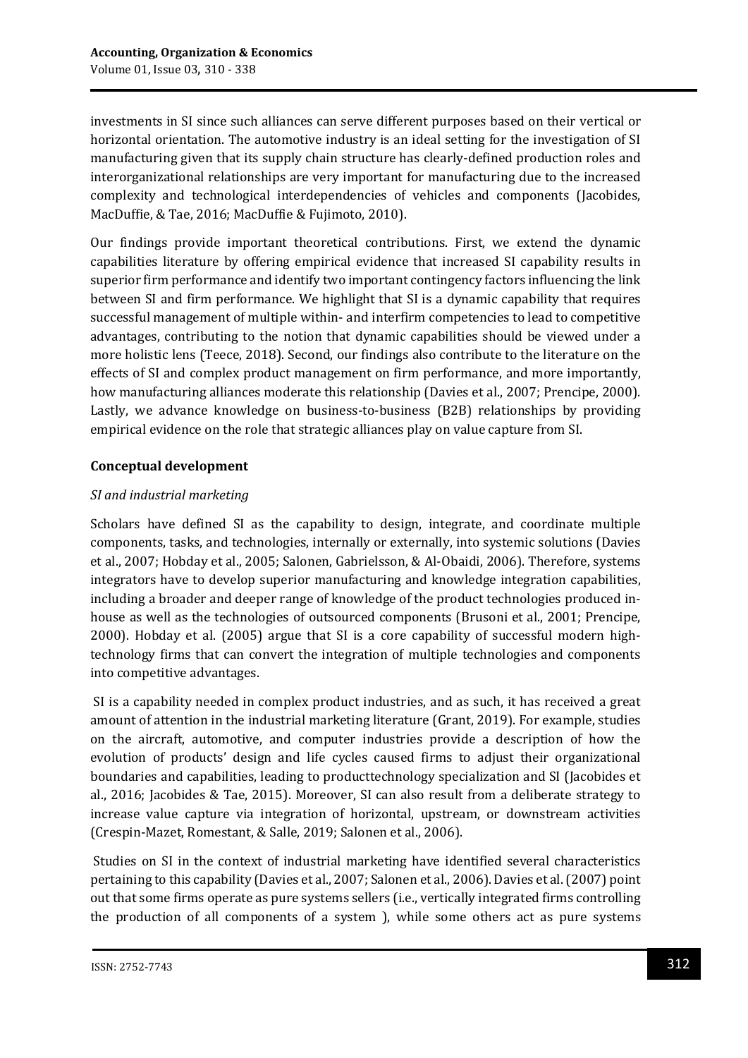investments in SI since such alliances can serve different purposes based on their vertical or horizontal orientation. The automotive industry is an ideal setting for the investigation of SI manufacturing given that its supply chain structure has clearly-defined production roles and interorganizational relationships are very important for manufacturing due to the increased complexity and technological interdependencies of vehicles and components (Jacobides, MacDuffie, & Tae, 2016; MacDuffie & Fujimoto, 2010).

Our findings provide important theoretical contributions. First, we extend the dynamic capabilities literature by offering empirical evidence that increased SI capability results in superior firm performance and identify two important contingency factors influencing the link between SI and firm performance. We highlight that SI is a dynamic capability that requires successful management of multiple within- and interfirm competencies to lead to competitive advantages, contributing to the notion that dynamic capabilities should be viewed under a more holistic lens (Teece, 2018). Second, our findings also contribute to the literature on the effects of SI and complex product management on firm performance, and more importantly, how manufacturing alliances moderate this relationship (Davies et al., 2007; Prencipe, 2000). Lastly, we advance knowledge on business-to-business (B2B) relationships by providing empirical evidence on the role that strategic alliances play on value capture from SI.

## Conceptual development

### *SI and industrial marketing*

Scholars have defined SI as the capability to design, integrate, and coordinate multiple components, tasks, and technologies, internally or externally, into systemic solutions (Davies et al., 2007; Hobday et al., 2005; Salonen, Gabrielsson, & Al-Obaidi, 2006). Therefore, systems integrators have to develop superior manufacturing and knowledge integration capabilities, including a broader and deeper range of knowledge of the product technologies produced in-house as well as the technologies of outsourced components (Brusoni et al., 2001; Prencipe, 2000). Hobday et al. (2005) argue that SI is a core capability of successful modern high-technology firms that can convert the integration of multiple technologies and components into competitive advantages.

SI is a capability needed in complex product industries, and as such, it has received a great amount of attention in the industrial marketing literature (Grant, 2019). For example, studies on the aircraft, automotive, and computer industries provide a description of how the evolution of products' design and life cycles caused firms to adjust their organizational boundaries and capabilities, leading to producttechnology specialization and SI (Jacobides et al., 2016; Jacobides & Tae, 2015). Moreover, SI can also result from a deliberate strategy to increase value capture via integration of horizontal, upstream, or downstream activities (Crespin-Mazet, Romestant, & Salle, 2019; Salonen et al., 2006).

Studies on SI in the context of industrial marketing have identified several characteristics pertaining to this capability (Davies et al., 2007; Salonen et al., 2006). Davies et al. (2007) point out that some firms operate as pure systems sellers (i.e., vertically integrated firms controlling the production of all components of a system ), while some others act as pure systems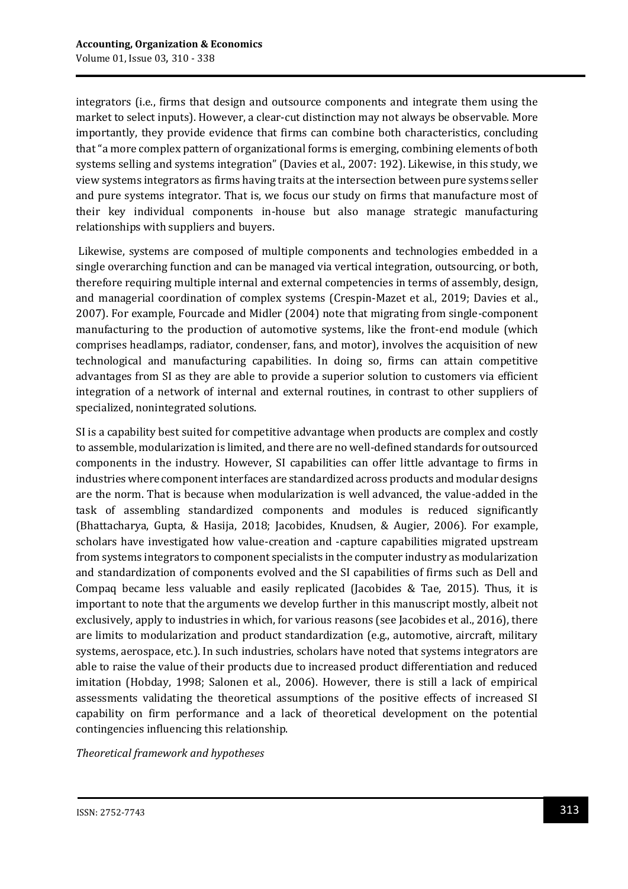integrators (i.e., firms that design and outsource components and integrate them using the market to select inputs). However, a clear-cut distinction may not always be observable. More importantly, they provide evidence that firms can combine both characteristics, concluding that "a more complex pattern of organizational forms is emerging, combining elements of both systems selling and systems integration" (Davies et al., 2007: 192). Likewise, in this study, we view systems integrators as firms having traits at the intersection between pure systems seller and pure systems integrator. That is, we focus our study on firms that manufacture most of their key individual components in-house but also manage strategic manufacturing relationships with suppliers and buyers.

Likewise, systems are composed of multiple components and technologies embedded in a single overarching function and can be managed via vertical integration, outsourcing, or both, therefore requiring multiple internal and external competencies in terms of assembly, design, and managerial coordination of complex systems (Crespin-Mazet et al., 2019; Davies et al., 2007). For example, Fourcade and Midler (2004) note that migrating from single-component manufacturing to the production of automotive systems, like the front-end module (which comprises headlamps, radiator, condenser, fans, and motor), involves the acquisition of new technological and manufacturing capabilities. In doing so, firms can attain competitive advantages from SI as they are able to provide a superior solution to customers via efficient integration of a network of internal and external routines, in contrast to other suppliers of specialized, nonintegrated solutions.

SI is a capability best suited for competitive advantage when products are complex and costly to assemble, modularization is limited, and there are no well-defined standards for outsourced components in the industry. However, SI capabilities can offer little advantage to firms in industries where component interfaces are standardized across products and modular designs are the norm. That is because when modularization is well advanced, the value-added in the task of assembling standardized components and modules is reduced significantly (Bhattacharya, Gupta, & Hasija, 2018; Jacobides, Knudsen, & Augier, 2006). For example, scholars have investigated how value-creation and -capture capabilities migrated upstream from systems integrators to component specialists in the computer industry as modularization and standardization of components evolved and the SI capabilities of firms such as Dell and Compaq became less valuable and easily replicated (Jacobides & Tae, 2015). Thus, it is important to note that the arguments we develop further in this manuscript mostly, albeit not exclusively, apply to industries in which, for various reasons (see Jacobides et al., 2016), there are limits to modularization and product standardization (e.g., automotive, aircraft, military systems, aerospace, etc.). In such industries, scholars have noted that systems integrators are able to raise the value of their products due to increased product differentiation and reduced imitation (Hobday, 1998; Salonen et al., 2006). However, there is still a lack of empirical assessments validating the theoretical assumptions of the positive effects of increased SI capability on firm performance and a lack of theoretical development on the potential contingencies influencing this relationship.

*Theoretical framework and hypotheses*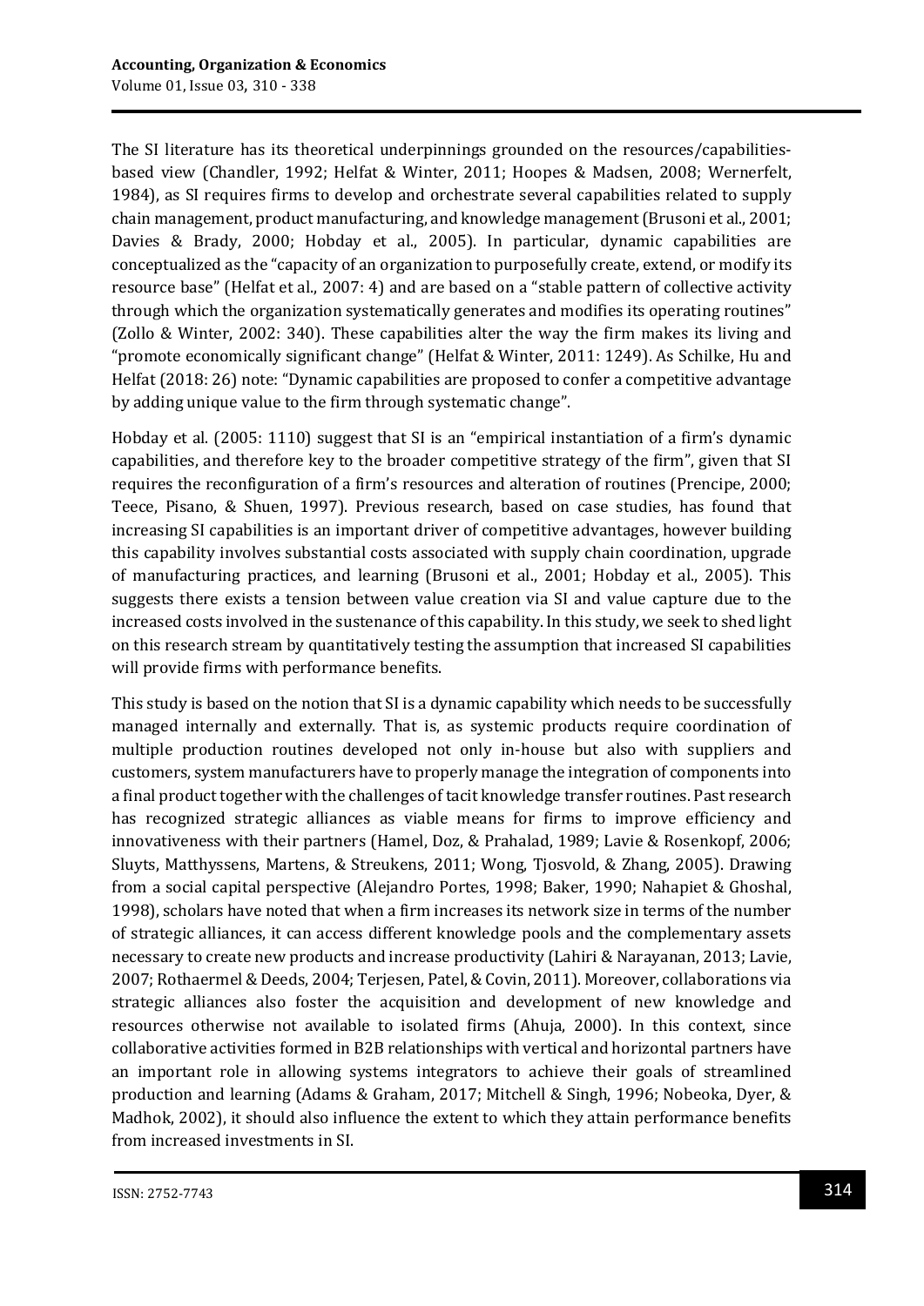The SI literature has its theoretical underpinnings grounded on the resources/capabilities-based view (Chandler, 1992; Helfat & Winter, 2011; Hoopes & Madsen, 2008; Wernerfelt, 1984), as SI requires firms to develop and orchestrate several capabilities related to supply chain management, product manufacturing, and knowledge management (Brusoni et al., 2001; Davies & Brady, 2000; Hobday et al., 2005). In particular, dynamic capabilities are conceptualized as the "capacity of an organization to purposefully create, extend, or modify its resource base" (Helfat et al., 2007: 4) and are based on a "stable pattern of collective activity through which the organization systematically generates and modifies its operating routines" (Zollo & Winter, 2002: 340). These capabilities alter the way the firm makes its living and "promote economically significant change" (Helfat & Winter, 2011: 1249). As Schilke, Hu and Helfat (2018: 26) note: "Dynamic capabilities are proposed to confer a competitive advantage by adding unique value to the firm through systematic change".

Hobday et al. (2005: 1110) suggest that SI is an "empirical instantiation of a firm's dynamic capabilities, and therefore key to the broader competitive strategy of the firm", given that SI requires the reconfiguration of a firm's resources and alteration of routines (Prencipe, 2000; Teece, Pisano, & Shuen, 1997). Previous research, based on case studies, has found that increasing SI capabilities is an important driver of competitive advantages, however building this capability involves substantial costs associated with supply chain coordination, upgrade of manufacturing practices, and learning (Brusoni et al., 2001; Hobday et al., 2005). This suggests there exists a tension between value creation via SI and value capture due to the increased costs involved in the sustenance of this capability. In this study, we seek to shed light on this research stream by quantitatively testing the assumption that increased SI capabilities will provide firms with performance benefits.

This study is based on the notion that SI is a dynamic capability which needs to be successfully managed internally and externally. That is, as systemic products require coordination of multiple production routines developed not only in-house but also with suppliers and customers, system manufacturers have to properly manage the integration of components into a final product together with the challenges of tacit knowledge transfer routines. Past research has recognized strategic alliances as viable means for firms to improve efficiency and innovativeness with their partners (Hamel, Doz, & Prahalad, 1989; Lavie & Rosenkopf, 2006; Sluyts, Matthyssens, Martens, & Streukens, 2011; Wong, Tjosvold, & Zhang, 2005). Drawing from a social capital perspective (Alejandro Portes, 1998; Baker, 1990; Nahapiet & Ghoshal, 1998), scholars have noted that when a firm increases its network size in terms of the number of strategic alliances, it can access different knowledge pools and the complementary assets necessary to create new products and increase productivity (Lahiri & Narayanan, 2013; Lavie, 2007; Rothaermel & Deeds, 2004; Terjesen, Patel, & Covin, 2011). Moreover, collaborations via strategic alliances also foster the acquisition and development of new knowledge and resources otherwise not available to isolated firms (Ahuja, 2000). In this context, since collaborative activities formed in B2B relationships with vertical and horizontal partners have an important role in allowing systems integrators to achieve their goals of streamlined production and learning (Adams & Graham, 2017; Mitchell & Singh, 1996; Nobeoka, Dyer, & Madhok, 2002), it should also influence the extent to which they attain performance benefits from increased investments in SI.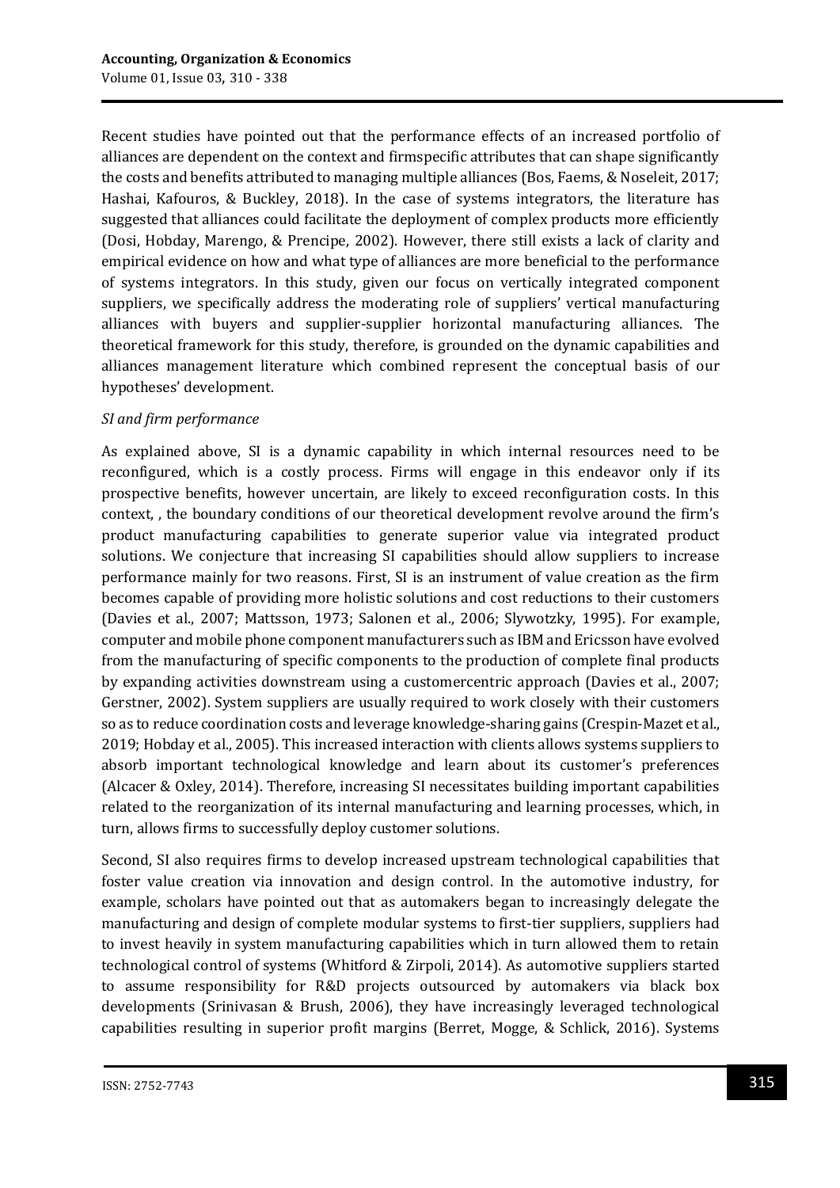Recent studies have pointed out that the performance effects of an increased portfolio of alliances are dependent on the context and firmspecific attributes that can shape significantly the costs and benefits attributed to managing multiple alliances (Bos, Faems, & Noseleit, 2017; Hashai, Kafouros, & Buckley, 2018). In the case of systems integrators, the literature has suggested that alliances could facilitate the deployment of complex products more efficiently (Dosi, Hobday, Marengo, & Prencipe, 2002). However, there still exists a lack of clarity and empirical evidence on how and what type of alliances are more beneficial to the performance of systems integrators. In this study, given our focus on vertically integrated component suppliers, we specifically address the moderating role of suppliers' vertical manufacturing alliances with buyers and supplier-supplier horizontal manufacturing alliances. The theoretical framework for this study, therefore, is grounded on the dynamic capabilities and alliances management literature which combined represent the conceptual basis of our hypotheses' development.

*SI and firm performance*

As explained above, SI is a dynamic capability in which internal resources need to be reconfigured, which is a costly process. Firms will engage in this endeavor only if its prospective benefits, however uncertain, are likely to exceed reconfiguration costs. In this context, , the boundary conditions of our theoretical development revolve around the firm's product manufacturing capabilities to generate superior value via integrated product solutions. We conjecture that increasing SI capabilities should allow suppliers to increase performance mainly for two reasons. First, SI is an instrument of value creation as the firm becomes capable of providing more holistic solutions and cost reductions to their customers (Davies et al., 2007; Mattsson, 1973; Salonen et al., 2006; Slywotzky, 1995). For example, computer and mobile phone component manufacturers such as IBM and Ericsson have evolved from the manufacturing of specific components to the production of complete final products by expanding activities downstream using a customercentric approach (Davies et al., 2007; Gerstner, 2002). System suppliers are usually required to work closely with their customers so as to reduce coordination costs and leverage knowledge-sharing gains (Crespin-Mazet et al., 2019; Hobday et al., 2005). This increased interaction with clients allows systems suppliers to absorb important technological knowledge and learn about its customer's preferences (Alcacer & Oxley, 2014). Therefore, increasing SI necessitates building important capabilities related to the reorganization of its internal manufacturing and learning processes, which, in turn, allows firms to successfully deploy customer solutions.

Second, SI also requires firms to develop increased upstream technological capabilities that foster value creation via innovation and design control. In the automotive industry, for example, scholars have pointed out that as automakers began to increasingly delegate the manufacturing and design of complete modular systems to first-tier suppliers, suppliers had to invest heavily in system manufacturing capabilities which in turn allowed them to retain technological control of systems (Whitford & Zirpoli, 2014). As automotive suppliers started to assume responsibility for R&D projects outsourced by automakers via black box developments (Srinivasan & Brush, 2006), they have increasingly leveraged technological capabilities resulting in superior profit margins (Berret, Mogge, & Schlick, 2016). Systems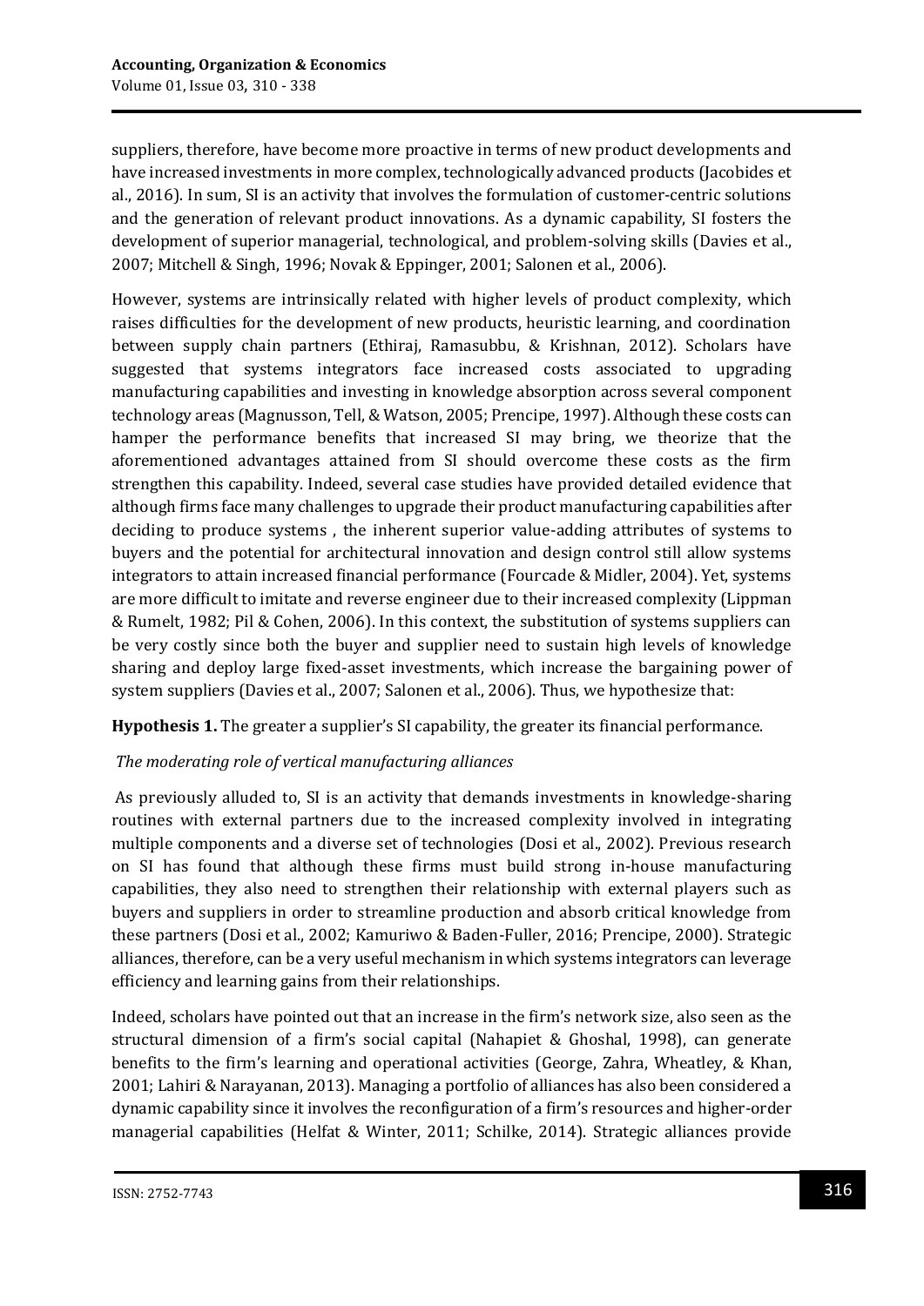suppliers, therefore, have become more proactive in terms of new product developments and have increased investments in more complex, technologically advanced products (Jacobides et al., 2016). In sum, SI is an activity that involves the formulation of customer-centric solutions and the generation of relevant product innovations. As a dynamic capability, SI fosters the development of superior managerial, technological, and problem-solving skills (Davies et al., 2007; Mitchell & Singh, 1996; Novak & Eppinger, 2001; Salonen et al., 2006).

However, systems are intrinsically related with higher levels of product complexity, which raises difficulties for the development of new products, heuristic learning, and coordination between supply chain partners (Ethiraj, Ramasubbu, & Krishnan, 2012). Scholars have suggested that systems integrators face increased costs associated to upgrading manufacturing capabilities and investing in knowledge absorption across several component technology areas (Magnusson, Tell, & Watson, 2005; Prencipe, 1997). Although these costs can hamper the performance benefits that increased SI may bring, we theorize that the aforementioned advantages attained from SI should overcome these costs as the firm strengthen this capability. Indeed, several case studies have provided detailed evidence that although firms face many challenges to upgrade their product manufacturing capabilities after deciding to produce systems , the inherent superior value-adding attributes of systems to buyers and the potential for architectural innovation and design control still allow systems integrators to attain increased financial performance (Fourcade & Midler, 2004). Yet, systems are more difficult to imitate and reverse engineer due to their increased complexity (Lippman & Rumelt, 1982; Pil & Cohen, 2006). In this context, the substitution of systems suppliers can be very costly since both the buyer and supplier need to sustain high levels of knowledge sharing and deploy large fixed-asset investments, which increase the bargaining power of system suppliers (Davies et al., 2007; Salonen et al., 2006). Thus, we hypothesize that:

**Hypothesis 1.** The greater a supplier's SI capability, the greater its financial performance.

*The moderating role of vertical manufacturing alliances*

As previously alluded to, SI is an activity that demands investments in knowledge-sharing routines with external partners due to the increased complexity involved in integrating multiple components and a diverse set of technologies (Dosi et al., 2002). Previous research on SI has found that although these firms must build strong in-house manufacturing capabilities, they also need to strengthen their relationship with external players such as buyers and suppliers in order to streamline production and absorb critical knowledge from these partners (Dosi et al., 2002; Kamuriwo & Baden-Fuller, 2016; Prencipe, 2000). Strategic alliances, therefore, can be a very useful mechanism in which systems integrators can leverage efficiency and learning gains from their relationships.

Indeed, scholars have pointed out that an increase in the firm's network size, also seen as the structural dimension of a firm's social capital (Nahapiet & Ghoshal, 1998), can generate benefits to the firm's learning and operational activities (George, Zahra, Wheatley, & Khan, 2001; Lahiri & Narayanan, 2013). Managing a portfolio of alliances has also been considered a dynamic capability since it involves the reconfiguration of a firm's resources and higher-order managerial capabilities (Helfat & Winter, 2011; Schilke, 2014). Strategic alliances provide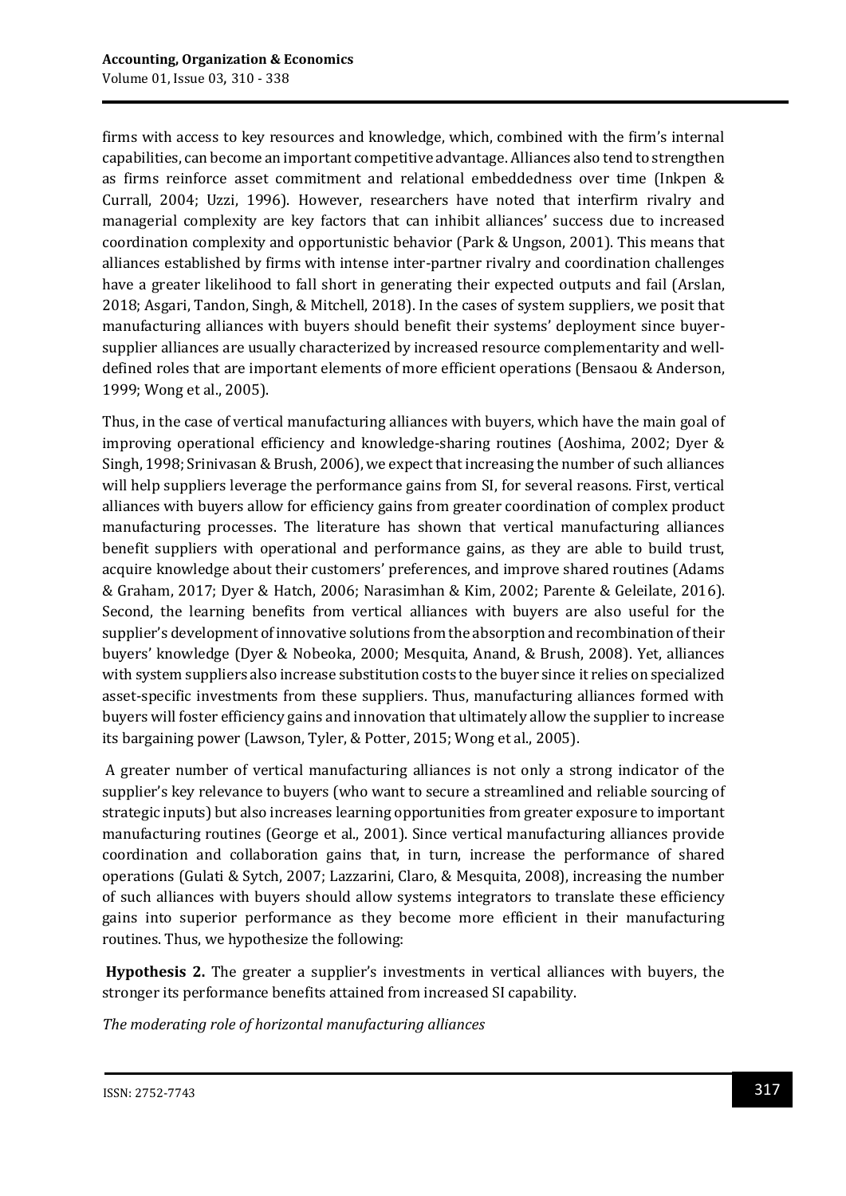firms with access to key resources and knowledge, which, combined with the firm's internal capabilities, can become an important competitive advantage. Alliances also tend to strengthen as firms reinforce asset commitment and relational embeddedness over time (Inkpen & Currall, 2004; Uzzi, 1996). However, researchers have noted that interfirm rivalry and managerial complexity are key factors that can inhibit alliances' success due to increased coordination complexity and opportunistic behavior (Park & Ungson, 2001). This means that alliances established by firms with intense inter-partner rivalry and coordination challenges have a greater likelihood to fall short in generating their expected outputs and fail (Arslan, 2018; Asgari, Tandon, Singh, & Mitchell, 2018). In the cases of system suppliers, we posit that manufacturing alliances with buyers should benefit their systems' deployment since buyer-supplier alliances are usually characterized by increased resource complementarity and well-defined roles that are important elements of more efficient operations (Bensaou & Anderson, 1999; Wong et al., 2005).

Thus, in the case of vertical manufacturing alliances with buyers, which have the main goal of improving operational efficiency and knowledge-sharing routines (Aoshima, 2002; Dyer & Singh, 1998; Srinivasan & Brush, 2006), we expect that increasing the number of such alliances will help suppliers leverage the performance gains from SI, for several reasons. First, vertical alliances with buyers allow for efficiency gains from greater coordination of complex product manufacturing processes. The literature has shown that vertical manufacturing alliances benefit suppliers with operational and performance gains, as they are able to build trust, acquire knowledge about their customers' preferences, and improve shared routines (Adams & Graham, 2017; Dyer & Hatch, 2006; Narasimhan & Kim, 2002; Parente & Geleilate, 2016). Second, the learning benefits from vertical alliances with buyers are also useful for the supplier's development of innovative solutions from the absorption and recombination of their buyers' knowledge (Dyer & Nobeoka, 2000; Mesquita, Anand, & Brush, 2008). Yet, alliances with system suppliers also increase substitution costs to the buyer since it relies on specialized asset-specific investments from these suppliers. Thus, manufacturing alliances formed with buyers will foster efficiency gains and innovation that ultimately allow the supplier to increase its bargaining power (Lawson, Tyler, & Potter, 2015; Wong et al., 2005).

A greater number of vertical manufacturing alliances is not only a strong indicator of the supplier's key relevance to buyers (who want to secure a streamlined and reliable sourcing of strategic inputs) but also increases learning opportunities from greater exposure to important manufacturing routines (George et al., 2001). Since vertical manufacturing alliances provide coordination and collaboration gains that, in turn, increase the performance of shared operations (Gulati & Sytch, 2007; Lazzarini, Claro, & Mesquita, 2008), increasing the number of such alliances with buyers should allow systems integrators to translate these efficiency gains into superior performance as they become more efficient in their manufacturing routines. Thus, we hypothesize the following:

**Hypothesis 2.** The greater a supplier's investments in vertical alliances with buyers, the stronger its performance benefits attained from increased SI capability.

*The moderating role of horizontal manufacturing alliances*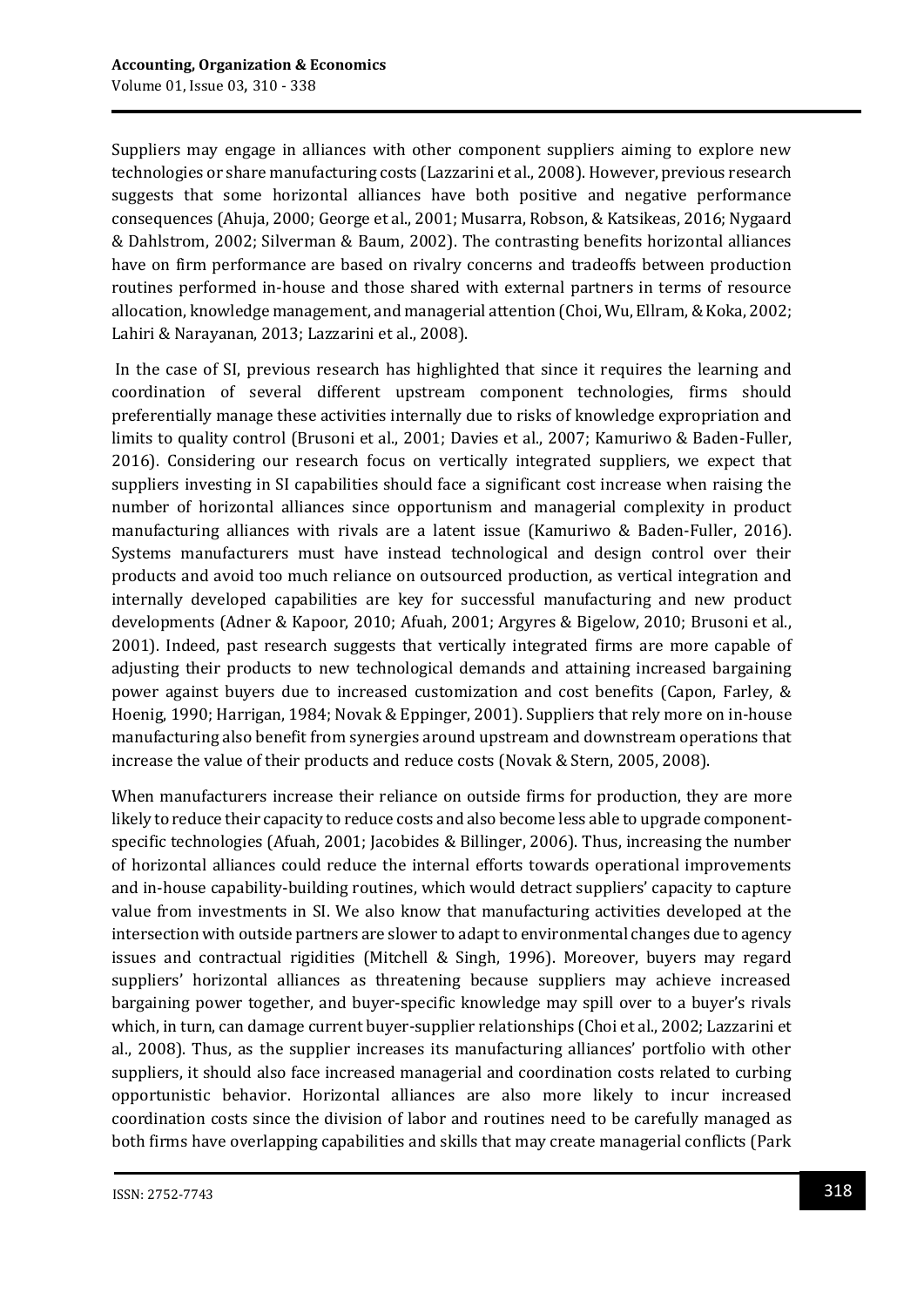Suppliers may engage in alliances with other component suppliers aiming to explore new technologies or share manufacturing costs (Lazzarini et al., 2008). However, previous research suggests that some horizontal alliances have both positive and negative performance consequences (Ahuja, 2000; George et al., 2001; Musarra, Robson, & Katsikeas, 2016; Nygaard & Dahlstrom, 2002; Silverman & Baum, 2002). The contrasting benefits horizontal alliances have on firm performance are based on rivalry concerns and tradeoffs between production routines performed in-house and those shared with external partners in terms of resource allocation, knowledge management, and managerial attention (Choi, Wu, Ellram, & Koka, 2002; Lahiri & Narayanan, 2013; Lazzarini et al., 2008).

In the case of SI, previous research has highlighted that since it requires the learning and coordination of several different upstream component technologies, firms should preferentially manage these activities internally due to risks of knowledge expropriation and limits to quality control (Brusoni et al., 2001; Davies et al., 2007; Kamuriwo & Baden-Fuller, 2016). Considering our research focus on vertically integrated suppliers, we expect that suppliers investing in SI capabilities should face a significant cost increase when raising the number of horizontal alliances since opportunism and managerial complexity in product manufacturing alliances with rivals are a latent issue (Kamuriwo & Baden-Fuller, 2016). Systems manufacturers must have instead technological and design control over their products and avoid too much reliance on outsourced production, as vertical integration and internally developed capabilities are key for successful manufacturing and new product developments (Adner & Kapoor, 2010; Afuah, 2001; Argyres & Bigelow, 2010; Brusoni et al., 2001). Indeed, past research suggests that vertically integrated firms are more capable of adjusting their products to new technological demands and attaining increased bargaining power against buyers due to increased customization and cost benefits (Capon, Farley, & Hoenig, 1990; Harrigan, 1984; Novak & Eppinger, 2001). Suppliers that rely more on in-house manufacturing also benefit from synergies around upstream and downstream operations that increase the value of their products and reduce costs (Novak & Stern, 2005, 2008).

When manufacturers increase their reliance on outside firms for production, they are more likely to reduce their capacity to reduce costs and also become less able to upgrade component-specific technologies (Afuah, 2001; Jacobides & Billinger, 2006). Thus, increasing the number of horizontal alliances could reduce the internal efforts towards operational improvements and in-house capability-building routines, which would detract suppliers' capacity to capture value from investments in SI. We also know that manufacturing activities developed at the intersection with outside partners are slower to adapt to environmental changes due to agency issues and contractual rigidities (Mitchell & Singh, 1996). Moreover, buyers may regard suppliers' horizontal alliances as threatening because suppliers may achieve increased bargaining power together, and buyer-specific knowledge may spill over to a buyer's rivals which, in turn, can damage current buyer-supplier relationships (Choi et al., 2002; Lazzarini et al., 2008). Thus, as the supplier increases its manufacturing alliances' portfolio with other suppliers, it should also face increased managerial and coordination costs related to curbing opportunistic behavior. Horizontal alliances are also more likely to incur increased coordination costs since the division of labor and routines need to be carefully managed as both firms have overlapping capabilities and skills that may create managerial conflicts (Park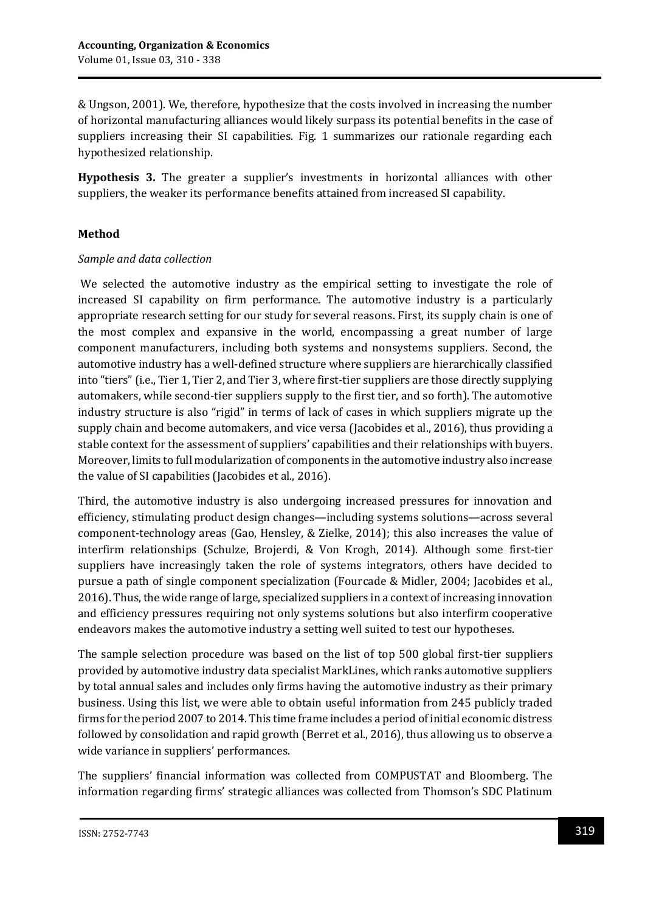& Ungson, 2001). We, therefore, hypothesize that the costs involved in increasing the number of horizontal manufacturing alliances would likely surpass its potential benefits in the case of suppliers increasing their SI capabilities. Fig. 1 summarizes our rationale regarding each hypothesized relationship.

**Hypothesis 3.** The greater a supplier's investments in horizontal alliances with other suppliers, the weaker its performance benefits attained from increased SI capability.

## Method

### *Sample and data collection*

We selected the automotive industry as the empirical setting to investigate the role of increased SI capability on firm performance. The automotive industry is a particularly appropriate research setting for our study for several reasons. First, its supply chain is one of the most complex and expansive in the world, encompassing a great number of large component manufacturers, including both systems and nonsystems suppliers. Second, the automotive industry has a well-defined structure where suppliers are hierarchically classified into "tiers" (i.e., Tier 1, Tier 2, and Tier 3, where first-tier suppliers are those directly supplying automakers, while second-tier suppliers supply to the first tier, and so forth). The automotive industry structure is also "rigid" in terms of lack of cases in which suppliers migrate up the supply chain and become automakers, and vice versa (Jacobides et al., 2016), thus providing a stable context for the assessment of suppliers' capabilities and their relationships with buyers. Moreover, limits to full modularization of components in the automotive industry also increase the value of SI capabilities (Jacobides et al., 2016).

Third, the automotive industry is also undergoing increased pressures for innovation and efficiency, stimulating product design changes—including systems solutions—across several component-technology areas (Gao, Hensley, & Zielke, 2014); this also increases the value of interfirm relationships (Schulze, Brojerdi, & Von Krogh, 2014). Although some first-tier suppliers have increasingly taken the role of systems integrators, others have decided to pursue a path of single component specialization (Fourcade & Midler, 2004; Jacobides et al., 2016). Thus, the wide range of large, specialized suppliers in a context of increasing innovation and efficiency pressures requiring not only systems solutions but also interfirm cooperative endeavors makes the automotive industry a setting well suited to test our hypotheses.

The sample selection procedure was based on the list of top 500 global first-tier suppliers provided by automotive industry data specialist MarkLines, which ranks automotive suppliers by total annual sales and includes only firms having the automotive industry as their primary business. Using this list, we were able to obtain useful information from 245 publicly traded firms for the period 2007 to 2014. This time frame includes a period of initial economic distress followed by consolidation and rapid growth (Berret et al., 2016), thus allowing us to observe a wide variance in suppliers' performances.

The suppliers' financial information was collected from COMPUSTAT and Bloomberg. The information regarding firms' strategic alliances was collected from Thomson's SDC Platinum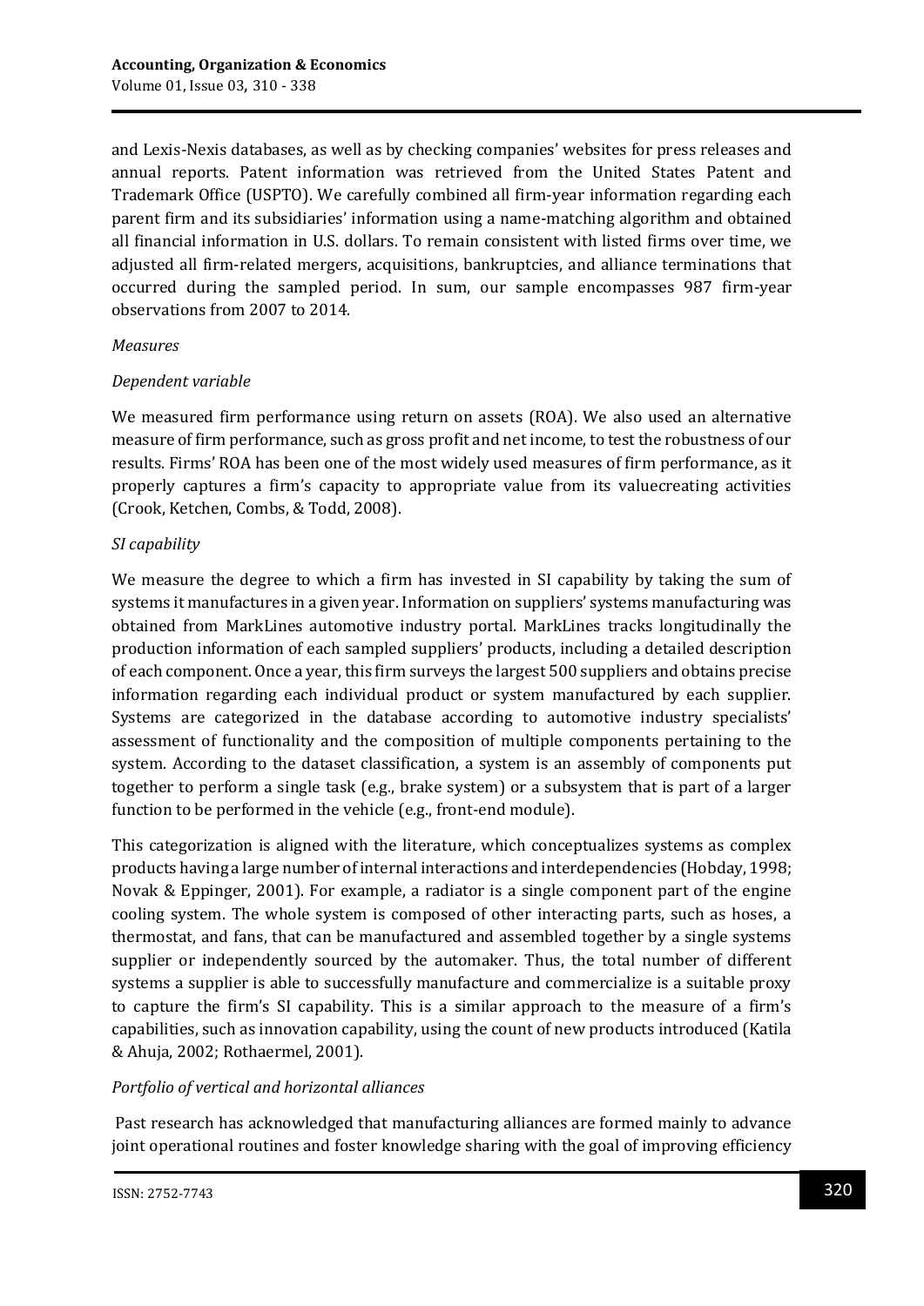and Lexis-Nexis databases, as well as by checking companies' websites for press releases and annual reports. Patent information was retrieved from the United States Patent and Trademark Office (USPTO). We carefully combined all firm-year information regarding each parent firm and its subsidiaries' information using a name-matching algorithm and obtained all financial information in U.S. dollars. To remain consistent with listed firms over time, we adjusted all firm-related mergers, acquisitions, bankruptcies, and alliance terminations that occurred during the sampled period. In sum, our sample encompasses 987 firm-year observations from 2007 to 2014.

*Measures*

*Dependent variable*

We measured firm performance using return on assets (ROA). We also used an alternative measure of firm performance, such as gross profit and net income, to test the robustness of our results. Firms' ROA has been one of the most widely used measures of firm performance, as it properly captures a firm's capacity to appropriate value from its valuecreating activities (Crook, Ketchen, Combs, & Todd, 2008).

*SI capability*

We measure the degree to which a firm has invested in SI capability by taking the sum of systems it manufactures in a given year. Information on suppliers' systems manufacturing was obtained from MarkLines automotive industry portal. MarkLines tracks longitudinally the production information of each sampled suppliers' products, including a detailed description of each component. Once a year, this firm surveys the largest 500 suppliers and obtains precise information regarding each individual product or system manufactured by each supplier. Systems are categorized in the database according to automotive industry specialists' assessment of functionality and the composition of multiple components pertaining to the system. According to the dataset classification, a system is an assembly of components put together to perform a single task (e.g., brake system) or a subsystem that is part of a larger function to be performed in the vehicle (e.g., front-end module).

This categorization is aligned with the literature, which conceptualizes systems as complex products having a large number of internal interactions and interdependencies (Hobday, 1998; Novak & Eppinger, 2001). For example, a radiator is a single component part of the engine cooling system. The whole system is composed of other interacting parts, such as hoses, a thermostat, and fans, that can be manufactured and assembled together by a single systems supplier or independently sourced by the automaker. Thus, the total number of different systems a supplier is able to successfully manufacture and commercialize is a suitable proxy to capture the firm's SI capability. This is a similar approach to the measure of a firm's capabilities, such as innovation capability, using the count of new products introduced (Katila & Ahuja, 2002; Rothaermel, 2001).

*Portfolio of vertical and horizontal alliances*

Past research has acknowledged that manufacturing alliances are formed mainly to advance joint operational routines and foster knowledge sharing with the goal of improving efficiency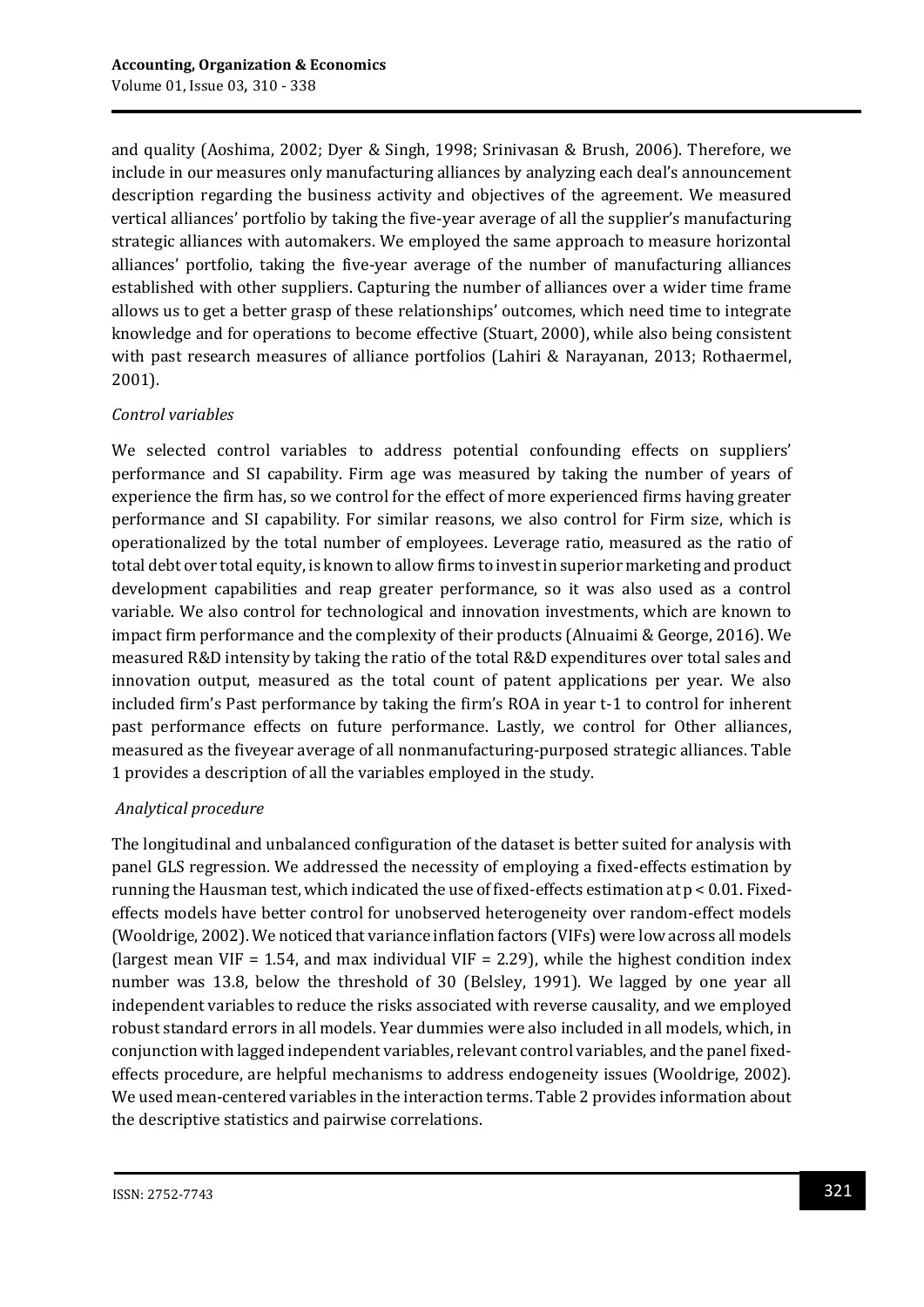and quality (Aoshima, 2002; Dyer & Singh, 1998; Srinivasan & Brush, 2006). Therefore, we include in our measures only manufacturing alliances by analyzing each deal's announcement description regarding the business activity and objectives of the agreement. We measured vertical alliances' portfolio by taking the five-year average of all the supplier's manufacturing strategic alliances with automakers. We employed the same approach to measure horizontal alliances' portfolio, taking the five-year average of the number of manufacturing alliances established with other suppliers. Capturing the number of alliances over a wider time frame allows us to get a better grasp of these relationships' outcomes, which need time to integrate knowledge and for operations to become effective (Stuart, 2000), while also being consistent with past research measures of alliance portfolios (Lahiri & Narayanan, 2013; Rothaermel, 2001).

*Control variables*

We selected control variables to address potential confounding effects on suppliers' performance and SI capability. Firm age was measured by taking the number of years of experience the firm has, so we control for the effect of more experienced firms having greater performance and SI capability. For similar reasons, we also control for Firm size, which is operationalized by the total number of employees. Leverage ratio, measured as the ratio of total debt over total equity, is known to allow firms to invest in superior marketing and product development capabilities and reap greater performance, so it was also used as a control variable. We also control for technological and innovation investments, which are known to impact firm performance and the complexity of their products (Alnuaimi & George, 2016). We measured R&D intensity by taking the ratio of the total R&D expenditures over total sales and innovation output, measured as the total count of patent applications per year. We also included firm's Past performance by taking the firm's ROA in year t-1 to control for inherent past performance effects on future performance. Lastly, we control for Other alliances, measured as the fiveyear average of all nonmanufacturing-purposed strategic alliances. Table 1 provides a description of all the variables employed in the study.

*Analytical procedure*

The longitudinal and unbalanced configuration of the dataset is better suited for analysis with panel GLS regression. We addressed the necessity of employing a fixed-effects estimation by running the Hausman test, which indicated the use of fixed-effects estimation at $p < 0.01$. Fixed-effects models have better control for unobserved heterogeneity over random-effect models (Wooldrige, 2002). We noticed that variance inflation factors (VIFs) were low across all models (largest mean VIF = 1.54, and max individual VIF = 2.29), while the highest condition index number was 13.8, below the threshold of 30 (Belsley, 1991). We lagged by one year all independent variables to reduce the risks associated with reverse causality, and we employed robust standard errors in all models. Year dummies were also included in all models, which, in conjunction with lagged independent variables, relevant control variables, and the panel fixed-effects procedure, are helpful mechanisms to address endogeneity issues (Wooldrige, 2002). We used mean-centered variables in the interaction terms. Table 2 provides information about the descriptive statistics and pairwise correlations.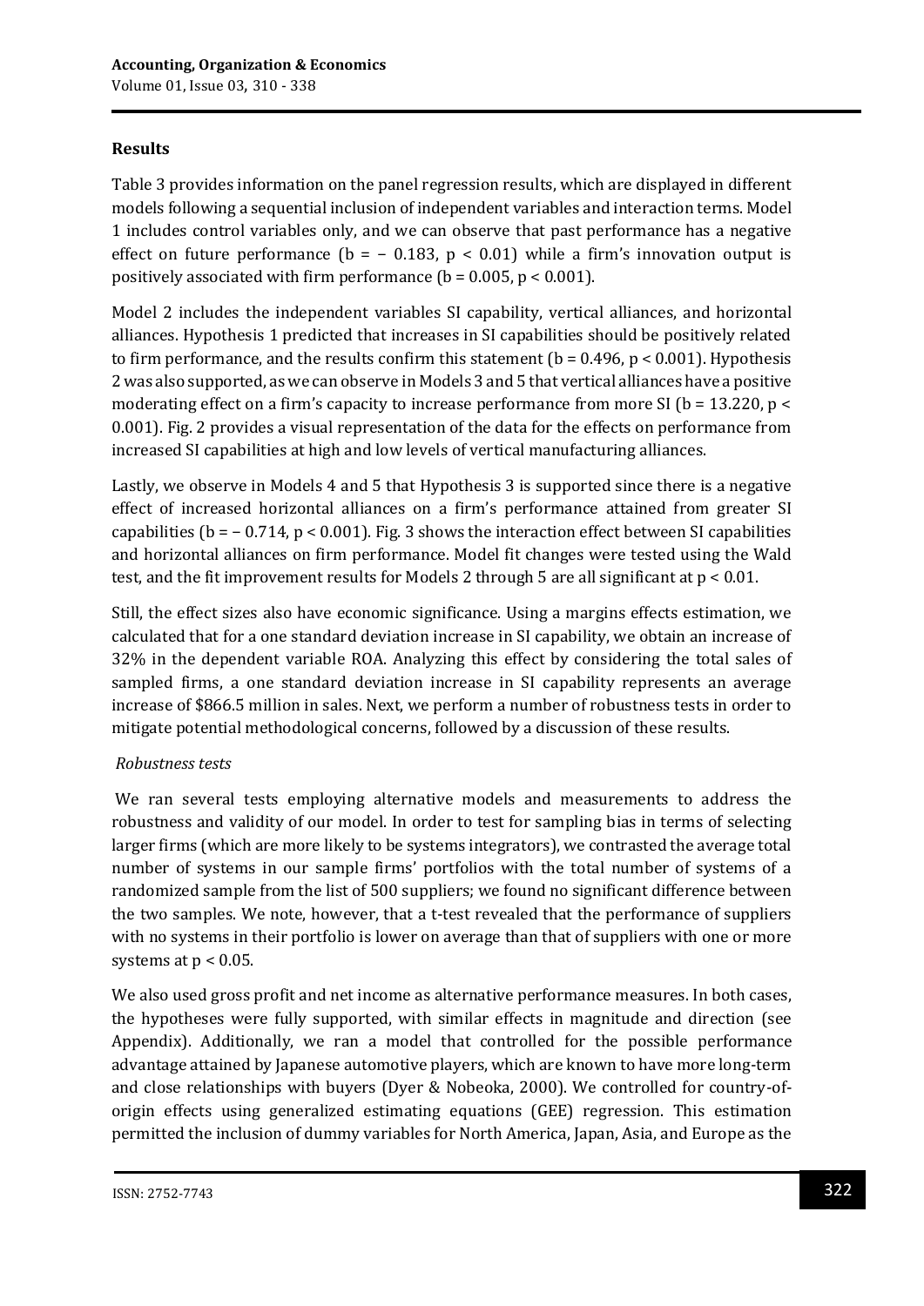## Results

Table 3 provides information on the panel regression results, which are displayed in different models following a sequential inclusion of independent variables and interaction terms. Model 1 includes control variables only, and we can observe that past performance has a negative effect on future performance ($b = -0.183$, $p < 0.01$) while a firm's innovation output is positively associated with firm performance ($b = 0.005$, $p < 0.001$).

Model 2 includes the independent variables SI capability, vertical alliances, and horizontal alliances. Hypothesis 1 predicted that increases in SI capabilities should be positively related to firm performance, and the results confirm this statement ($b = 0.496$, $p < 0.001$). Hypothesis 2 was also supported, as we can observe in Models 3 and 5 that vertical alliances have a positive moderating effect on a firm's capacity to increase performance from more SI ($b = 13.220$, $p < 0.001$). Fig. 2 provides a visual representation of the data for the effects on performance from increased SI capabilities at high and low levels of vertical manufacturing alliances.

Lastly, we observe in Models 4 and 5 that Hypothesis 3 is supported since there is a negative effect of increased horizontal alliances on a firm's performance attained from greater SI capabilities ($b = -0.714$, $p < 0.001$). Fig. 3 shows the interaction effect between SI capabilities and horizontal alliances on firm performance. Model fit changes were tested using the Wald test, and the fit improvement results for Models 2 through 5 are all significant at $p < 0.01$.

Still, the effect sizes also have economic significance. Using a margins effects estimation, we calculated that for a one standard deviation increase in SI capability, we obtain an increase of 32% in the dependent variable ROA. Analyzing this effect by considering the total sales of sampled firms, a one standard deviation increase in SI capability represents an average increase of $866.5 million in sales. Next, we perform a number of robustness tests in order to mitigate potential methodological concerns, followed by a discussion of these results.

### *Robustness tests*

We ran several tests employing alternative models and measurements to address the robustness and validity of our model. In order to test for sampling bias in terms of selecting larger firms (which are more likely to be systems integrators), we contrasted the average total number of systems in our sample firms' portfolios with the total number of systems of a randomized sample from the list of 500 suppliers; we found no significant difference between the two samples. We note, however, that a t-test revealed that the performance of suppliers with no systems in their portfolio is lower on average than that of suppliers with one or more systems at $p < 0.05$.

We also used gross profit and net income as alternative performance measures. In both cases, the hypotheses were fully supported, with similar effects in magnitude and direction (see Appendix). Additionally, we ran a model that controlled for the possible performance advantage attained by Japanese automotive players, which are known to have more long-term and close relationships with buyers (Dyer & Nobeoka, 2000). We controlled for country-of-origin effects using generalized estimating equations (GEE) regression. This estimation permitted the inclusion of dummy variables for North America, Japan, Asia, and Europe as the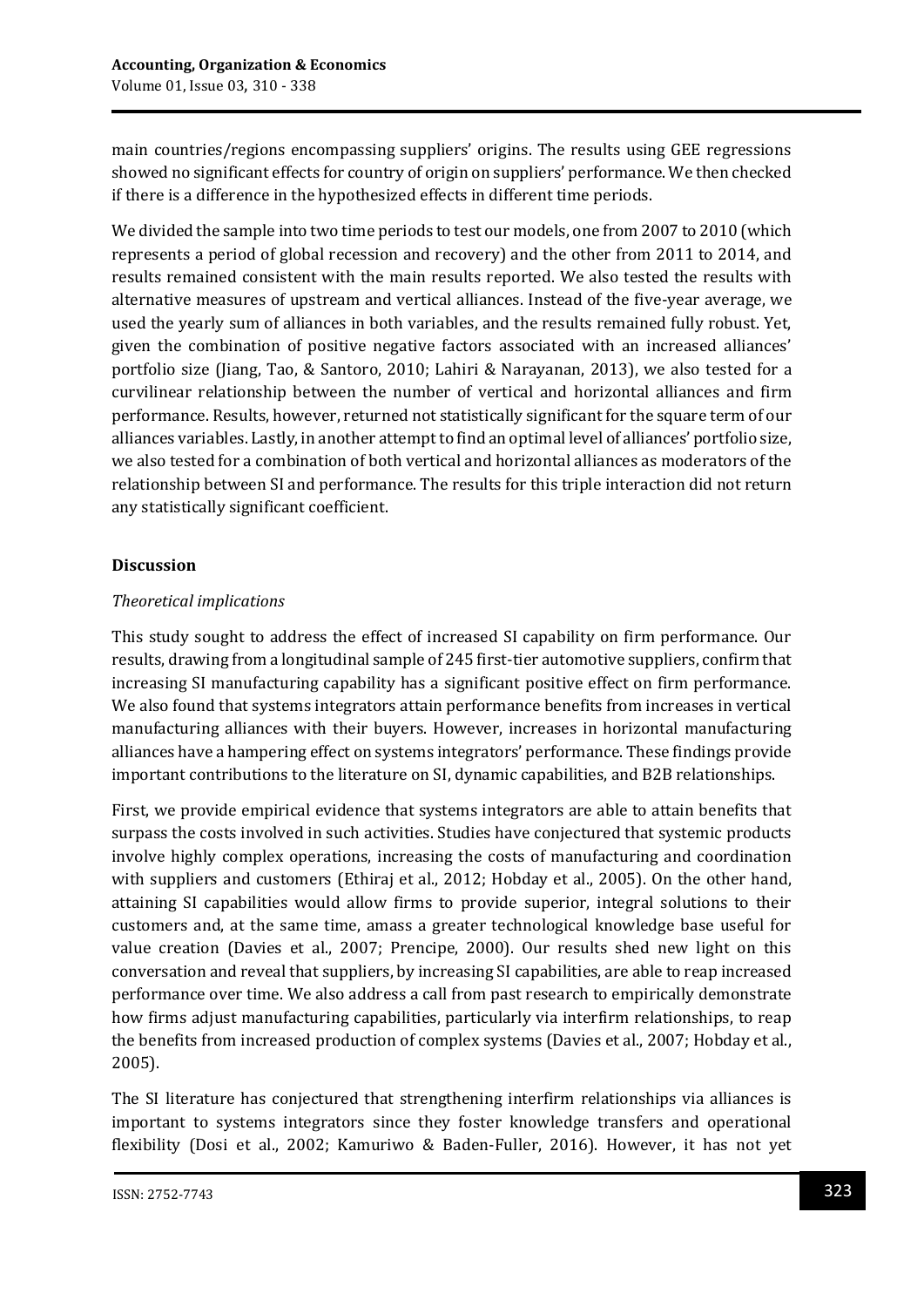main countries/regions encompassing suppliers' origins. The results using GEE regressions showed no significant effects for country of origin on suppliers' performance. We then checked if there is a difference in the hypothesized effects in different time periods.

We divided the sample into two time periods to test our models, one from 2007 to 2010 (which represents a period of global recession and recovery) and the other from 2011 to 2014, and results remained consistent with the main results reported. We also tested the results with alternative measures of upstream and vertical alliances. Instead of the five-year average, we used the yearly sum of alliances in both variables, and the results remained fully robust. Yet, given the combination of positive negative factors associated with an increased alliances' portfolio size (Jiang, Tao, & Santoro, 2010; Lahiri & Narayanan, 2013), we also tested for a curvilinear relationship between the number of vertical and horizontal alliances and firm performance. Results, however, returned not statistically significant for the square term of our alliances variables. Lastly, in another attempt to find an optimal level of alliances' portfolio size, we also tested for a combination of both vertical and horizontal alliances as moderators of the relationship between SI and performance. The results for this triple interaction did not return any statistically significant coefficient.

## Discussion

### *Theoretical implications*

This study sought to address the effect of increased SI capability on firm performance. Our results, drawing from a longitudinal sample of 245 first-tier automotive suppliers, confirm that increasing SI manufacturing capability has a significant positive effect on firm performance. We also found that systems integrators attain performance benefits from increases in vertical manufacturing alliances with their buyers. However, increases in horizontal manufacturing alliances have a hampering effect on systems integrators' performance. These findings provide important contributions to the literature on SI, dynamic capabilities, and B2B relationships.

First, we provide empirical evidence that systems integrators are able to attain benefits that surpass the costs involved in such activities. Studies have conjectured that systemic products involve highly complex operations, increasing the costs of manufacturing and coordination with suppliers and customers (Ethiraj et al., 2012; Hobday et al., 2005). On the other hand, attaining SI capabilities would allow firms to provide superior, integral solutions to their customers and, at the same time, amass a greater technological knowledge base useful for value creation (Davies et al., 2007; Prencipe, 2000). Our results shed new light on this conversation and reveal that suppliers, by increasing SI capabilities, are able to reap increased performance over time. We also address a call from past research to empirically demonstrate how firms adjust manufacturing capabilities, particularly via interfirm relationships, to reap the benefits from increased production of complex systems (Davies et al., 2007; Hobday et al., 2005).

The SI literature has conjectured that strengthening interfirm relationships via alliances is important to systems integrators since they foster knowledge transfers and operational flexibility (Dosi et al., 2002; Kamuriwo & Baden-Fuller, 2016). However, it has not yet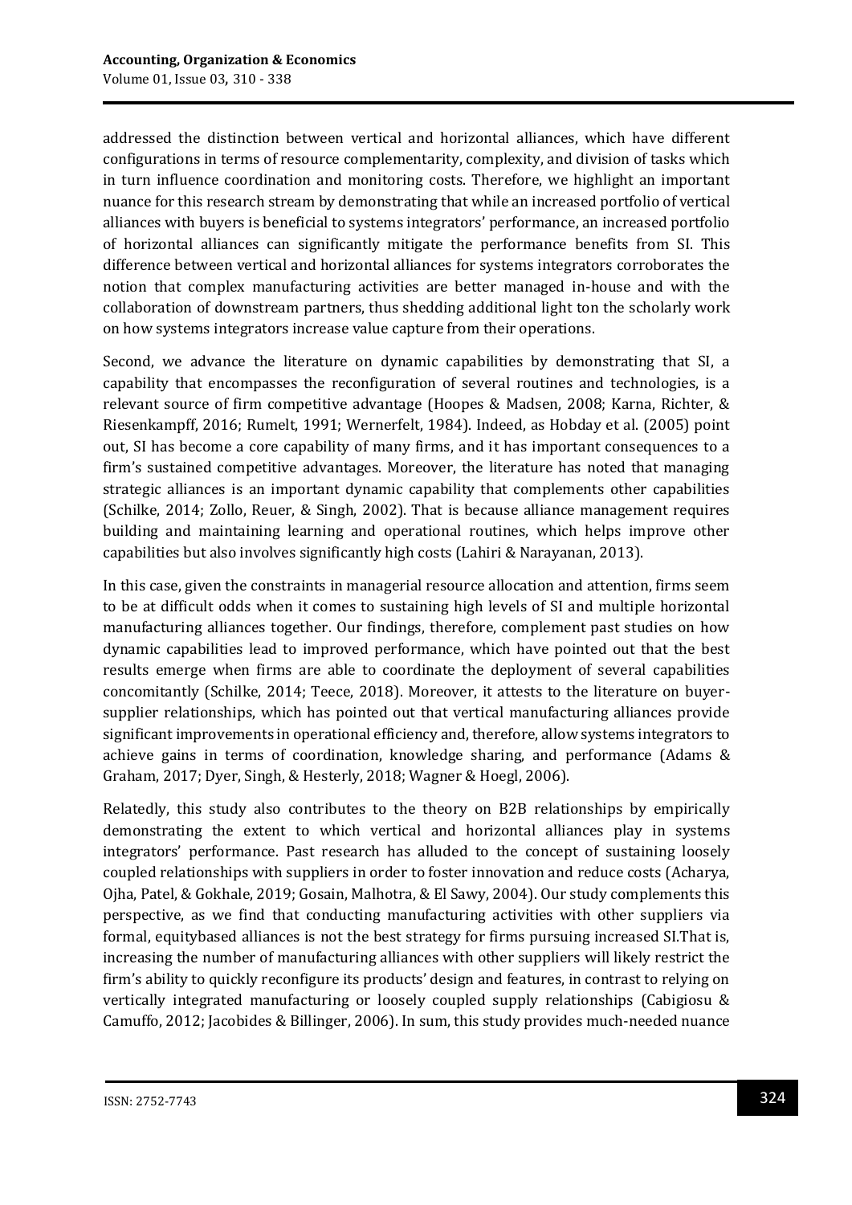addressed the distinction between vertical and horizontal alliances, which have different configurations in terms of resource complementarity, complexity, and division of tasks which in turn influence coordination and monitoring costs. Therefore, we highlight an important nuance for this research stream by demonstrating that while an increased portfolio of vertical alliances with buyers is beneficial to systems integrators' performance, an increased portfolio of horizontal alliances can significantly mitigate the performance benefits from SI. This difference between vertical and horizontal alliances for systems integrators corroborates the notion that complex manufacturing activities are better managed in-house and with the collaboration of downstream partners, thus shedding additional light ton the scholarly work on how systems integrators increase value capture from their operations.

Second, we advance the literature on dynamic capabilities by demonstrating that SI, a capability that encompasses the reconfiguration of several routines and technologies, is a relevant source of firm competitive advantage (Hoopes & Madsen, 2008; Karna, Richter, & Riesenkampff, 2016; Rumelt, 1991; Wernerfelt, 1984). Indeed, as Hobday et al. (2005) point out, SI has become a core capability of many firms, and it has important consequences to a firm's sustained competitive advantages. Moreover, the literature has noted that managing strategic alliances is an important dynamic capability that complements other capabilities (Schilke, 2014; Zollo, Reuer, & Singh, 2002). That is because alliance management requires building and maintaining learning and operational routines, which helps improve other capabilities but also involves significantly high costs (Lahiri & Narayanan, 2013).

In this case, given the constraints in managerial resource allocation and attention, firms seem to be at difficult odds when it comes to sustaining high levels of SI and multiple horizontal manufacturing alliances together. Our findings, therefore, complement past studies on how dynamic capabilities lead to improved performance, which have pointed out that the best results emerge when firms are able to coordinate the deployment of several capabilities concomitantly (Schilke, 2014; Teece, 2018). Moreover, it attests to the literature on buyer-supplier relationships, which has pointed out that vertical manufacturing alliances provide significant improvements in operational efficiency and, therefore, allow systems integrators to achieve gains in terms of coordination, knowledge sharing, and performance (Adams & Graham, 2017; Dyer, Singh, & Hesterly, 2018; Wagner & Hoegl, 2006).

Relatedly, this study also contributes to the theory on B2B relationships by empirically demonstrating the extent to which vertical and horizontal alliances play in systems integrators' performance. Past research has alluded to the concept of sustaining loosely coupled relationships with suppliers in order to foster innovation and reduce costs (Acharya, Ojha, Patel, & Gokhale, 2019; Gosain, Malhotra, & El Sawy, 2004). Our study complements this perspective, as we find that conducting manufacturing activities with other suppliers via formal, equitybased alliances is not the best strategy for firms pursuing increased SI.That is, increasing the number of manufacturing alliances with other suppliers will likely restrict the firm's ability to quickly reconfigure its products' design and features, in contrast to relying on vertically integrated manufacturing or loosely coupled supply relationships (Cabigiosu & Camuffo, 2012; Jacobides & Billinger, 2006). In sum, this study provides much-needed nuance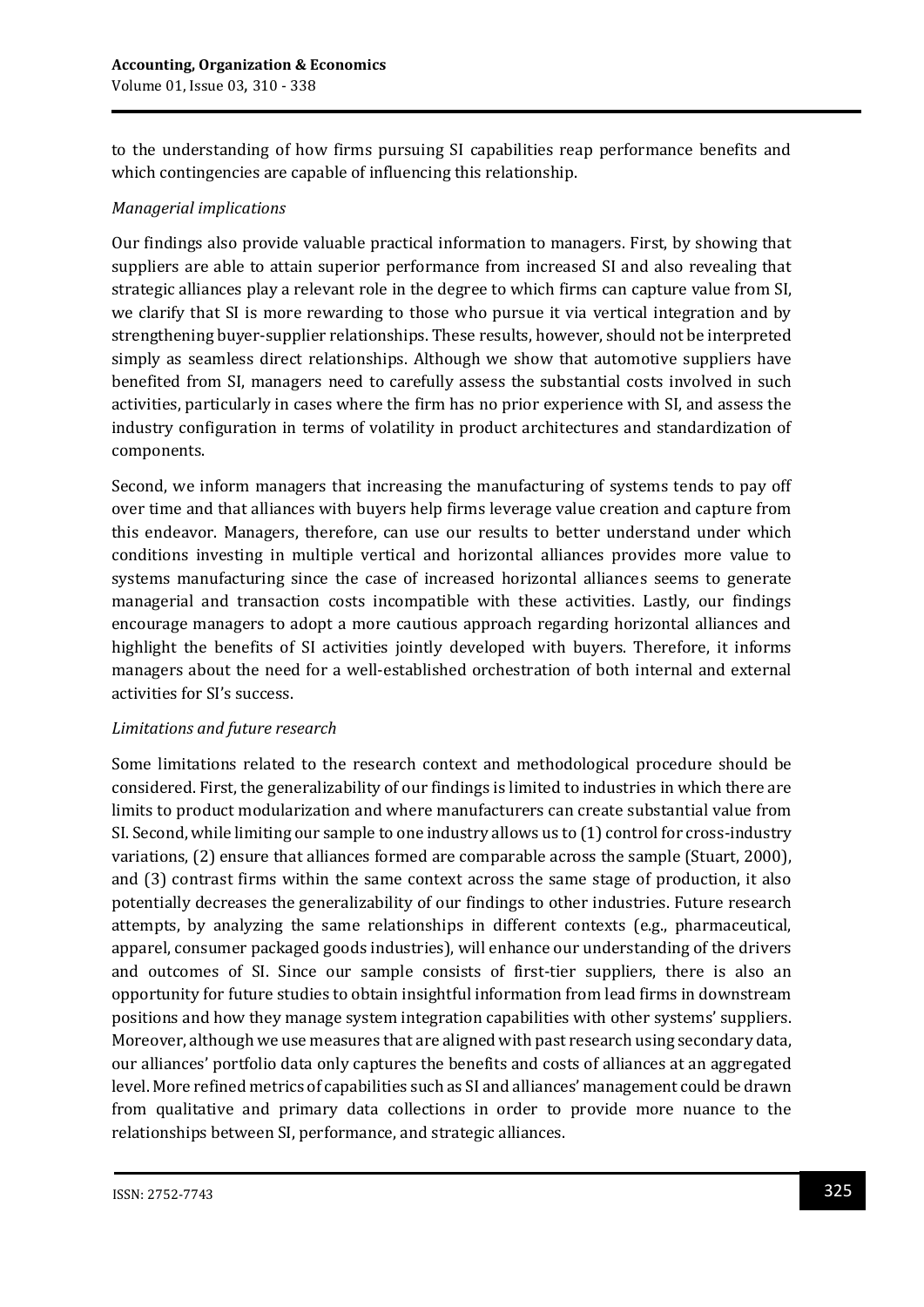to the understanding of how firms pursuing SI capabilities reap performance benefits and which contingencies are capable of influencing this relationship.

*Managerial implications*

Our findings also provide valuable practical information to managers. First, by showing that suppliers are able to attain superior performance from increased SI and also revealing that strategic alliances play a relevant role in the degree to which firms can capture value from SI, we clarify that SI is more rewarding to those who pursue it via vertical integration and by strengthening buyer-supplier relationships. These results, however, should not be interpreted simply as seamless direct relationships. Although we show that automotive suppliers have benefited from SI, managers need to carefully assess the substantial costs involved in such activities, particularly in cases where the firm has no prior experience with SI, and assess the industry configuration in terms of volatility in product architectures and standardization of components.

Second, we inform managers that increasing the manufacturing of systems tends to pay off over time and that alliances with buyers help firms leverage value creation and capture from this endeavor. Managers, therefore, can use our results to better understand under which conditions investing in multiple vertical and horizontal alliances provides more value to systems manufacturing since the case of increased horizontal alliances seems to generate managerial and transaction costs incompatible with these activities. Lastly, our findings encourage managers to adopt a more cautious approach regarding horizontal alliances and highlight the benefits of SI activities jointly developed with buyers. Therefore, it informs managers about the need for a well-established orchestration of both internal and external activities for SI's success.

*Limitations and future research*

Some limitations related to the research context and methodological procedure should be considered. First, the generalizability of our findings is limited to industries in which there are limits to product modularization and where manufacturers can create substantial value from SI. Second, while limiting our sample to one industry allows us to (1) control for cross-industry variations, (2) ensure that alliances formed are comparable across the sample (Stuart, 2000), and (3) contrast firms within the same context across the same stage of production, it also potentially decreases the generalizability of our findings to other industries. Future research attempts, by analyzing the same relationships in different contexts (e.g., pharmaceutical, apparel, consumer packaged goods industries), will enhance our understanding of the drivers and outcomes of SI. Since our sample consists of first-tier suppliers, there is also an opportunity for future studies to obtain insightful information from lead firms in downstream positions and how they manage system integration capabilities with other systems' suppliers. Moreover, although we use measures that are aligned with past research using secondary data, our alliances' portfolio data only captures the benefits and costs of alliances at an aggregated level. More refined metrics of capabilities such as SI and alliances' management could be drawn from qualitative and primary data collections in order to provide more nuance to the relationships between SI, performance, and strategic alliances.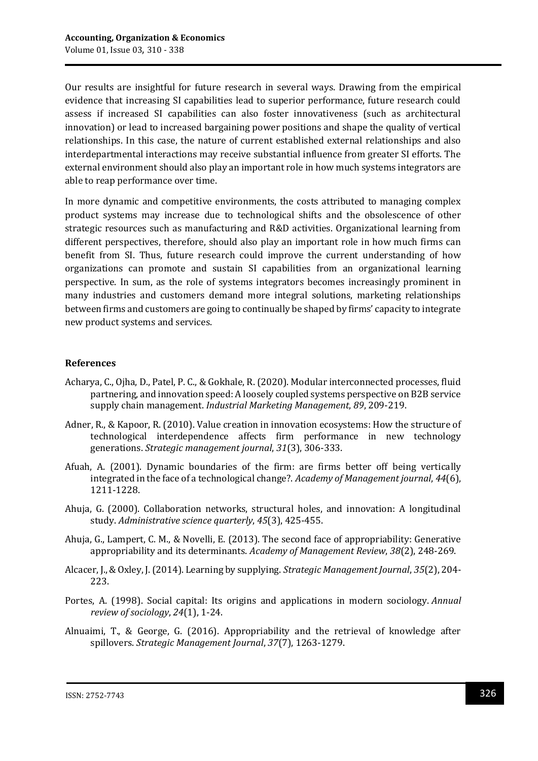Our results are insightful for future research in several ways. Drawing from the empirical evidence that increasing SI capabilities lead to superior performance, future research could assess if increased SI capabilities can also foster innovativeness (such as architectural innovation) or lead to increased bargaining power positions and shape the quality of vertical relationships. In this case, the nature of current established external relationships and also interdepartmental interactions may receive substantial influence from greater SI efforts. The external environment should also play an important role in how much systems integrators are able to reap performance over time.

In more dynamic and competitive environments, the costs attributed to managing complex product systems may increase due to technological shifts and the obsolescence of other strategic resources such as manufacturing and R&D activities. Organizational learning from different perspectives, therefore, should also play an important role in how much firms can benefit from SI. Thus, future research could improve the current understanding of how organizations can promote and sustain SI capabilities from an organizational learning perspective. In sum, as the role of systems integrators becomes increasingly prominent in many industries and customers demand more integral solutions, marketing relationships between firms and customers are going to continually be shaped by firms' capacity to integrate new product systems and services.

## References

Acharya, C., Ojha, D., Patel, P. C., & Gokhale, R. (2020). Modular interconnected processes, fluid partnering, and innovation speed: A loosely coupled systems perspective on B2B service supply chain management. *Industrial Marketing Management*, *89*, 209-219.

Adner, R., & Kapoor, R. (2010). Value creation in innovation ecosystems: How the structure of technological interdependence affects firm performance in new technology generations. *Strategic management journal*, *31*(3), 306-333.

Afuah, A. (2001). Dynamic boundaries of the firm: are firms better off being vertically integrated in the face of a technological change?. *Academy of Management journal*, *44*(6), 1211-1228.

Ahuja, G. (2000). Collaboration networks, structural holes, and innovation: A longitudinal study. *Administrative science quarterly*, *45*(3), 425-455.

Ahuja, G., Lampert, C. M., & Novelli, E. (2013). The second face of appropriability: Generative appropriability and its determinants. *Academy of Management Review*, *38*(2), 248-269.

Alcacer, J., & Oxley, J. (2014). Learning by supplying. *Strategic Management Journal*, *35*(2), 204-223.

Portes, A. (1998). Social capital: Its origins and applications in modern sociology. *Annual review of sociology*, *24*(1), 1-24.

Alnuaimi, T., & George, G. (2016). Appropriability and the retrieval of knowledge after spillovers. *Strategic Management Journal*, *37*(7), 1263-1279.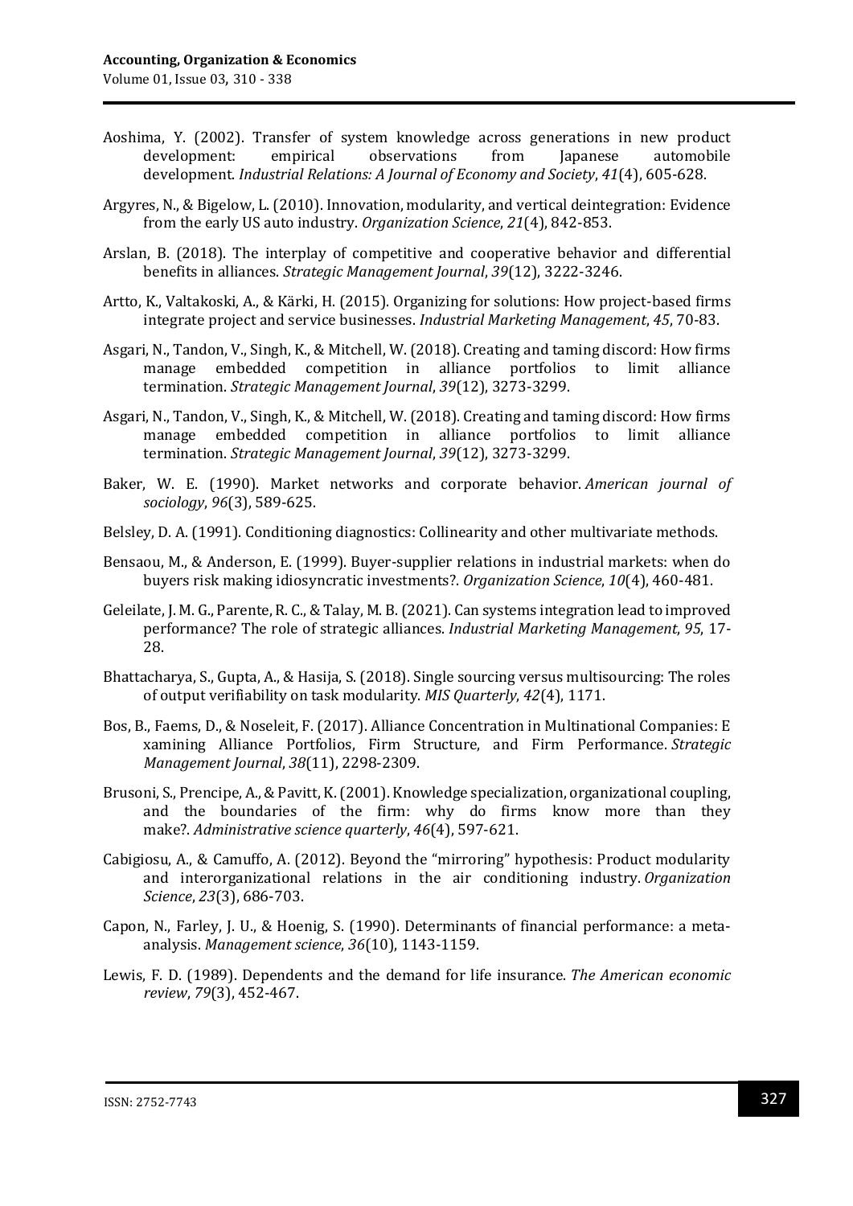Aoshima, Y. (2002). Transfer of system knowledge across generations in new product development: empirical observations from Japanese automobile development. *Industrial Relations: A Journal of Economy and Society*, *41*(4), 605-628.

Argyres, N., & Bigelow, L. (2010). Innovation, modularity, and vertical deintegration: Evidence from the early US auto industry. *Organization Science*, *21*(4), 842-853.

Arslan, B. (2018). The interplay of competitive and cooperative behavior and differential benefits in alliances. *Strategic Management Journal*, *39*(12), 3222-3246.

Artto, K., Valtakoski, A., & Kärki, H. (2015). Organizing for solutions: How project-based firms integrate project and service businesses. *Industrial Marketing Management*, *45*, 70-83.

Asgari, N., Tandon, V., Singh, K., & Mitchell, W. (2018). Creating and taming discord: How firms manage embedded competition in alliance portfolios to limit alliance termination. *Strategic Management Journal*, *39*(12), 3273-3299.

Asgari, N., Tandon, V., Singh, K., & Mitchell, W. (2018). Creating and taming discord: How firms manage embedded competition in alliance portfolios to limit alliance termination. *Strategic Management Journal*, *39*(12), 3273-3299.

Baker, W. E. (1990). Market networks and corporate behavior. *American journal of sociology*, *96*(3), 589-625.

Belsley, D. A. (1991). Conditioning diagnostics: Collinearity and other multivariate methods.

Bensaou, M., & Anderson, E. (1999). Buyer-supplier relations in industrial markets: when do buyers risk making idiosyncratic investments?. *Organization Science*, *10*(4), 460-481.

Geleilate, J. M. G., Parente, R. C., & Talay, M. B. (2021). Can systems integration lead to improved performance? The role of strategic alliances. *Industrial Marketing Management*, *95*, 17-28.

Bhattacharya, S., Gupta, A., & Hasija, S. (2018). Single sourcing versus multisourcing: The roles of output verifiability on task modularity. *MIS Quarterly*, *42*(4), 1171.

Bos, B., Faems, D., & Noseleit, F. (2017). Alliance Concentration in Multinational Companies: E xamining Alliance Portfolios, Firm Structure, and Firm Performance. *Strategic Management Journal*, *38*(11), 2298-2309.

Brusoni, S., Prencipe, A., & Pavitt, K. (2001). Knowledge specialization, organizational coupling, and the boundaries of the firm: why do firms know more than they make?. *Administrative science quarterly*, *46*(4), 597-621.

Cabigiosu, A., & Camuffo, A. (2012). Beyond the "mirroring" hypothesis: Product modularity and interorganizational relations in the air conditioning industry. *Organization Science*, *23*(3), 686-703.

Capon, N., Farley, J. U., & Hoenig, S. (1990). Determinants of financial performance: a meta-analysis. *Management science*, *36*(10), 1143-1159.

Lewis, F. D. (1989). Dependents and the demand for life insurance. *The American economic review*, *79*(3), 452-467.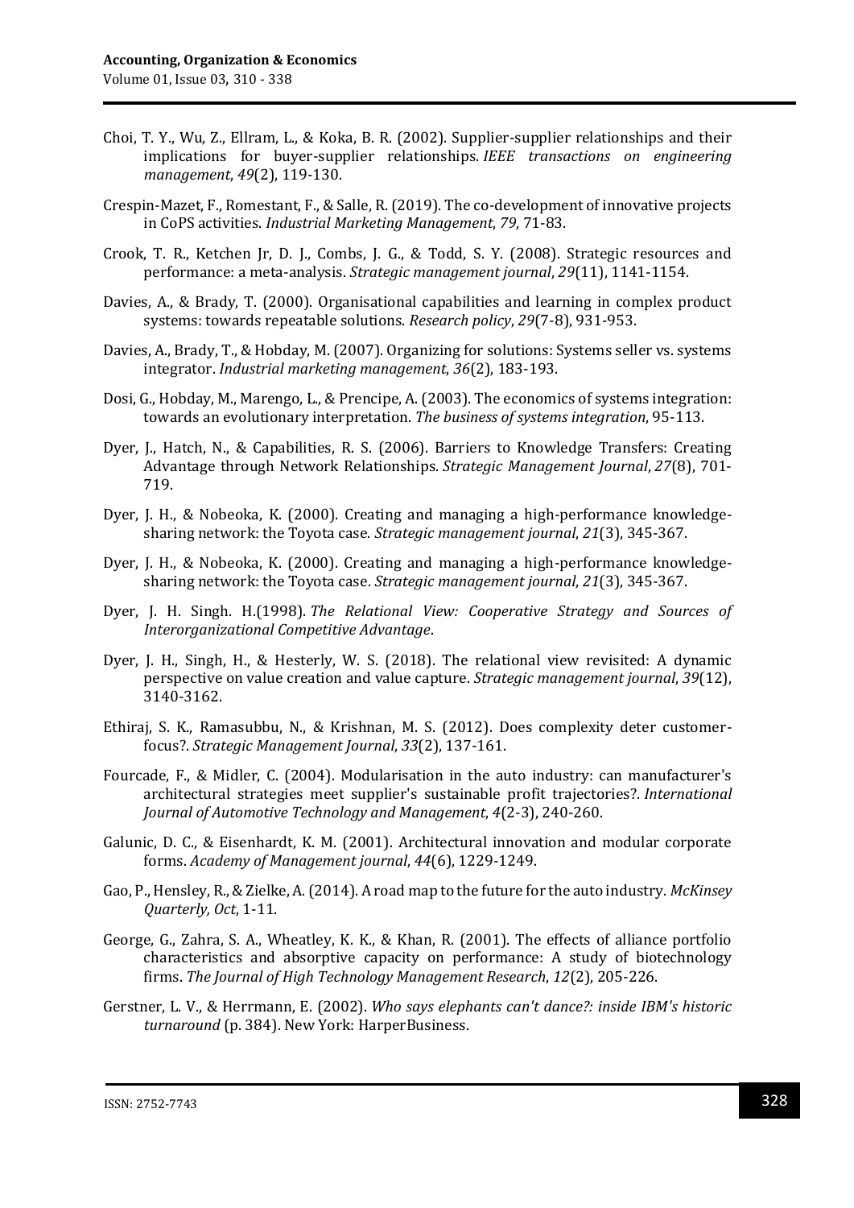Choi, T. Y., Wu, Z., Ellram, L., & Koka, B. R. (2002). Supplier-supplier relationships and their implications for buyer-supplier relationships. *IEEE transactions on engineering management*, *49*(2), 119-130.

Crespin-Mazet, F., Romestant, F., & Salle, R. (2019). The co-development of innovative projects in CoPS activities. *Industrial Marketing Management*, *79*, 71-83.

Crook, T. R., Ketchen Jr, D. J., Combs, J. G., & Todd, S. Y. (2008). Strategic resources and performance: a meta-analysis. *Strategic management journal*, *29*(11), 1141-1154.

Davies, A., & Brady, T. (2000). Organisational capabilities and learning in complex product systems: towards repeatable solutions. *Research policy*, *29*(7-8), 931-953.

Davies, A., Brady, T., & Hobday, M. (2007). Organizing for solutions: Systems seller vs. systems integrator. *Industrial marketing management*, *36*(2), 183-193.

Dosi, G., Hobday, M., Marengo, L., & Prencipe, A. (2003). The economics of systems integration: towards an evolutionary interpretation. *The business of systems integration*, 95-113.

Dyer, J., Hatch, N., & Capabilities, R. S. (2006). Barriers to Knowledge Transfers: Creating Advantage through Network Relationships. *Strategic Management Journal*, *27*(8), 701-719.

Dyer, J. H., & Nobeoka, K. (2000). Creating and managing a high-performance knowledge-sharing network: the Toyota case. *Strategic management journal*, *21*(3), 345-367.

Dyer, J. H., & Nobeoka, K. (2000). Creating and managing a high-performance knowledge-sharing network: the Toyota case. *Strategic management journal*, *21*(3), 345-367.

Dyer, J. H. Singh. H.(1998). *The Relational View: Cooperative Strategy and Sources of Interorganizational Competitive Advantage*.

Dyer, J. H., Singh, H., & Hesterly, W. S. (2018). The relational view revisited: A dynamic perspective on value creation and value capture. *Strategic management journal*, *39*(12), 3140-3162.

Ethiraj, S. K., Ramasubbu, N., & Krishnan, M. S. (2012). Does complexity deter customer-focus?. *Strategic Management Journal*, *33*(2), 137-161.

Fourcade, F., & Midler, C. (2004). Modularisation in the auto industry: can manufacturer's architectural strategies meet supplier's sustainable profit trajectories?. *International Journal of Automotive Technology and Management*, *4*(2-3), 240-260.

Galunic, D. C., & Eisenhardt, K. M. (2001). Architectural innovation and modular corporate forms. *Academy of Management journal*, *44*(6), 1229-1249.

Gao, P., Hensley, R., & Zielke, A. (2014). A road map to the future for the auto industry. *McKinsey Quarterly, Oct*, 1-11.

George, G., Zahra, S. A., Wheatley, K. K., & Khan, R. (2001). The effects of alliance portfolio characteristics and absorptive capacity on performance: A study of biotechnology firms. *The Journal of High Technology Management Research*, *12*(2), 205-226.

Gerstner, L. V., & Herrmann, E. (2002). *Who says elephants can't dance?: inside IBM's historic turnaround* (p. 384). New York: HarperBusiness.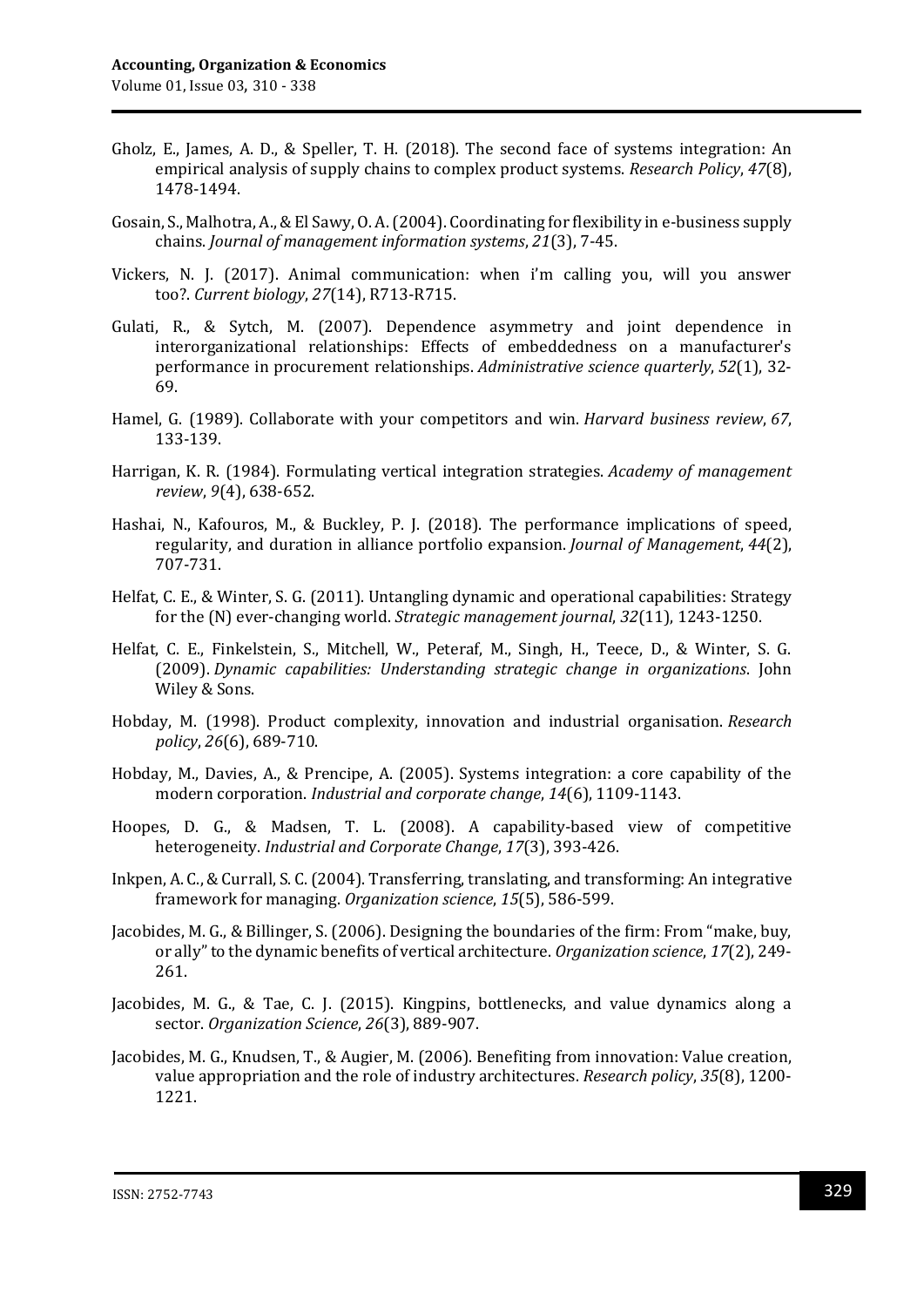Gholz, E., James, A. D., & Speller, T. H. (2018). The second face of systems integration: An empirical analysis of supply chains to complex product systems. *Research Policy*, *47*(8), 1478-1494.

Gosain, S., Malhotra, A., & El Sawy, O. A. (2004). Coordinating for flexibility in e-business supply chains. *Journal of management information systems*, *21*(3), 7-45.

Vickers, N. J. (2017). Animal communication: when i'm calling you, will you answer too?. *Current biology*, *27*(14), R713-R715.

Gulati, R., & Sytch, M. (2007). Dependence asymmetry and joint dependence in interorganizational relationships: Effects of embeddedness on a manufacturer's performance in procurement relationships. *Administrative science quarterly*, *52*(1), 32-69.

Hamel, G. (1989). Collaborate with your competitors and win. *Harvard business review*, *67*, 133-139.

Harrigan, K. R. (1984). Formulating vertical integration strategies. *Academy of management review*, *9*(4), 638-652.

Hashai, N., Kafouros, M., & Buckley, P. J. (2018). The performance implications of speed, regularity, and duration in alliance portfolio expansion. *Journal of Management*, *44*(2), 707-731.

Helfat, C. E., & Winter, S. G. (2011). Untangling dynamic and operational capabilities: Strategy for the (N) ever-changing world. *Strategic management journal*, *32*(11), 1243-1250.

Helfat, C. E., Finkelstein, S., Mitchell, W., Peteraf, M., Singh, H., Teece, D., & Winter, S. G. (2009). *Dynamic capabilities: Understanding strategic change in organizations*. John Wiley & Sons.

Hobday, M. (1998). Product complexity, innovation and industrial organisation. *Research policy*, *26*(6), 689-710.

Hobday, M., Davies, A., & Prencipe, A. (2005). Systems integration: a core capability of the modern corporation. *Industrial and corporate change*, *14*(6), 1109-1143.

Hoopes, D. G., & Madsen, T. L. (2008). A capability-based view of competitive heterogeneity. *Industrial and Corporate Change*, *17*(3), 393-426.

Inkpen, A. C., & Currall, S. C. (2004). Transferring, translating, and transforming: An integrative framework for managing. *Organization science*, *15*(5), 586-599.

Jacobides, M. G., & Billinger, S. (2006). Designing the boundaries of the firm: From "make, buy, or ally" to the dynamic benefits of vertical architecture. *Organization science*, *17*(2), 249-261.

Jacobides, M. G., & Tae, C. J. (2015). Kingpins, bottlenecks, and value dynamics along a sector. *Organization Science*, *26*(3), 889-907.

Jacobides, M. G., Knudsen, T., & Augier, M. (2006). Benefiting from innovation: Value creation, value appropriation and the role of industry architectures. *Research policy*, *35*(8), 1200-1221.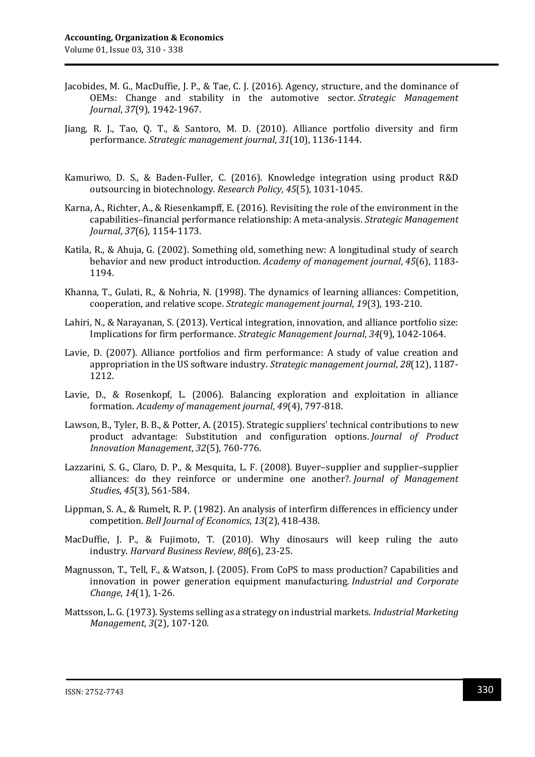Jacobides, M. G., MacDuffie, J. P., & Tae, C. J. (2016). Agency, structure, and the dominance of OEMs: Change and stability in the automotive sector. *Strategic Management Journal*, *37*(9), 1942-1967.

Jiang, R. J., Tao, Q. T., & Santoro, M. D. (2010). Alliance portfolio diversity and firm performance. *Strategic management journal*, *31*(10), 1136-1144.

Kamuriwo, D. S., & Baden-Fuller, C. (2016). Knowledge integration using product R&D outsourcing in biotechnology. *Research Policy*, *45*(5), 1031-1045.

Karna, A., Richter, A., & Riesenkampff, E. (2016). Revisiting the role of the environment in the capabilities–financial performance relationship: A meta-analysis. *Strategic Management Journal*, *37*(6), 1154-1173.

Katila, R., & Ahuja, G. (2002). Something old, something new: A longitudinal study of search behavior and new product introduction. *Academy of management journal*, *45*(6), 1183-1194.

Khanna, T., Gulati, R., & Nohria, N. (1998). The dynamics of learning alliances: Competition, cooperation, and relative scope. *Strategic management journal*, *19*(3), 193-210.

Lahiri, N., & Narayanan, S. (2013). Vertical integration, innovation, and alliance portfolio size: Implications for firm performance. *Strategic Management Journal*, *34*(9), 1042-1064.

Lavie, D. (2007). Alliance portfolios and firm performance: A study of value creation and appropriation in the US software industry. *Strategic management journal*, *28*(12), 1187-1212.

Lavie, D., & Rosenkopf, L. (2006). Balancing exploration and exploitation in alliance formation. *Academy of management journal*, *49*(4), 797-818.

Lawson, B., Tyler, B. B., & Potter, A. (2015). Strategic suppliers' technical contributions to new product advantage: Substitution and configuration options. *Journal of Product Innovation Management*, *32*(5), 760-776.

Lazzarini, S. G., Claro, D. P., & Mesquita, L. F. (2008). Buyer–supplier and supplier–supplier alliances: do they reinforce or undermine one another?. *Journal of Management Studies*, *45*(3), 561-584.

Lippman, S. A., & Rumelt, R. P. (1982). An analysis of interfirm differences in efficiency under competition. *Bell Journal of Economics*, *13*(2), 418-438.

MacDuffie, J. P., & Fujimoto, T. (2010). Why dinosaurs will keep ruling the auto industry. *Harvard Business Review*, *88*(6), 23-25.

Magnusson, T., Tell, F., & Watson, J. (2005). From CoPS to mass production? Capabilities and innovation in power generation equipment manufacturing. *Industrial and Corporate Change*, *14*(1), 1-26.

Mattsson, L. G. (1973). Systems selling as a strategy on industrial markets. *Industrial Marketing Management*, *3*(2), 107-120.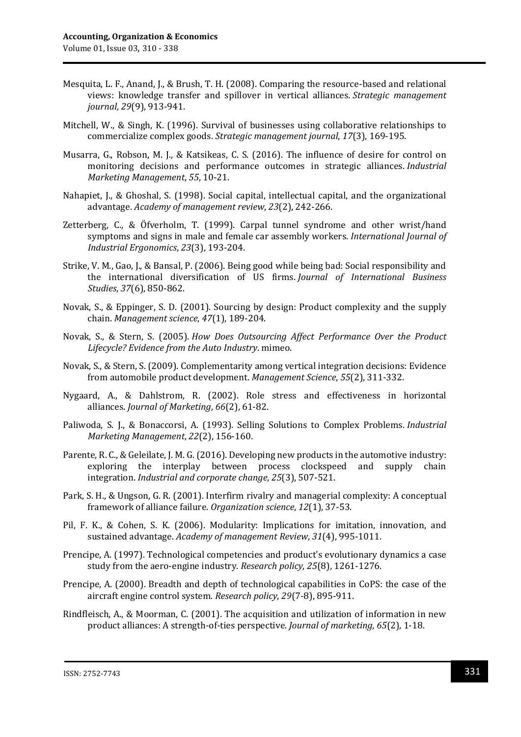Mesquita, L. F., Anand, J., & Brush, T. H. (2008). Comparing the resource-based and relational views: knowledge transfer and spillover in vertical alliances. *Strategic management journal*, *29*(9), 913-941.

Mitchell, W., & Singh, K. (1996). Survival of businesses using collaborative relationships to commercialize complex goods. *Strategic management journal*, *17*(3), 169-195.

Musarra, G., Robson, M. J., & Katsikeas, C. S. (2016). The influence of desire for control on monitoring decisions and performance outcomes in strategic alliances. *Industrial Marketing Management*, *55*, 10-21.

Nahapiet, J., & Ghoshal, S. (1998). Social capital, intellectual capital, and the organizational advantage. *Academy of management review*, *23*(2), 242-266.

Zetterberg, C., & Öfverholm, T. (1999). Carpal tunnel syndrome and other wrist/hand symptoms and signs in male and female car assembly workers. *International Journal of Industrial Ergonomics*, *23*(3), 193-204.

Strike, V. M., Gao, J., & Bansal, P. (2006). Being good while being bad: Social responsibility and the international diversification of US firms. *Journal of International Business Studies*, *37*(6), 850-862.

Novak, S., & Eppinger, S. D. (2001). Sourcing by design: Product complexity and the supply chain. *Management science*, *47*(1), 189-204.

Novak, S., & Stern, S. (2005). *How Does Outsourcing Affect Performance Over the Product Lifecycle? Evidence from the Auto Industry*. mimeo.

Novak, S., & Stern, S. (2009). Complementarity among vertical integration decisions: Evidence from automobile product development. *Management Science*, *55*(2), 311-332.

Nygaard, A., & Dahlstrom, R. (2002). Role stress and effectiveness in horizontal alliances. *Journal of Marketing*, *66*(2), 61-82.

Paliwoda, S. J., & Bonaccorsi, A. (1993). Selling Solutions to Complex Problems. *Industrial Marketing Management*, *22*(2), 156-160.

Parente, R. C., & Geleilate, J. M. G. (2016). Developing new products in the automotive industry: exploring the interplay between process clockspeed and supply chain integration. *Industrial and corporate change*, *25*(3), 507-521.

Park, S. H., & Ungson, G. R. (2001). Interfirm rivalry and managerial complexity: A conceptual framework of alliance failure. *Organization science*, *12*(1), 37-53.

Pil, F. K., & Cohen, S. K. (2006). Modularity: Implications for imitation, innovation, and sustained advantage. *Academy of management Review*, *31*(4), 995-1011.

Prencipe, A. (1997). Technological competencies and product's evolutionary dynamics a case study from the aero-engine industry. *Research policy*, *25*(8), 1261-1276.

Prencipe, A. (2000). Breadth and depth of technological capabilities in CoPS: the case of the aircraft engine control system. *Research policy*, *29*(7-8), 895-911.

Rindfleisch, A., & Moorman, C. (2001). The acquisition and utilization of information in new product alliances: A strength-of-ties perspective. *Journal of marketing*, *65*(2), 1-18.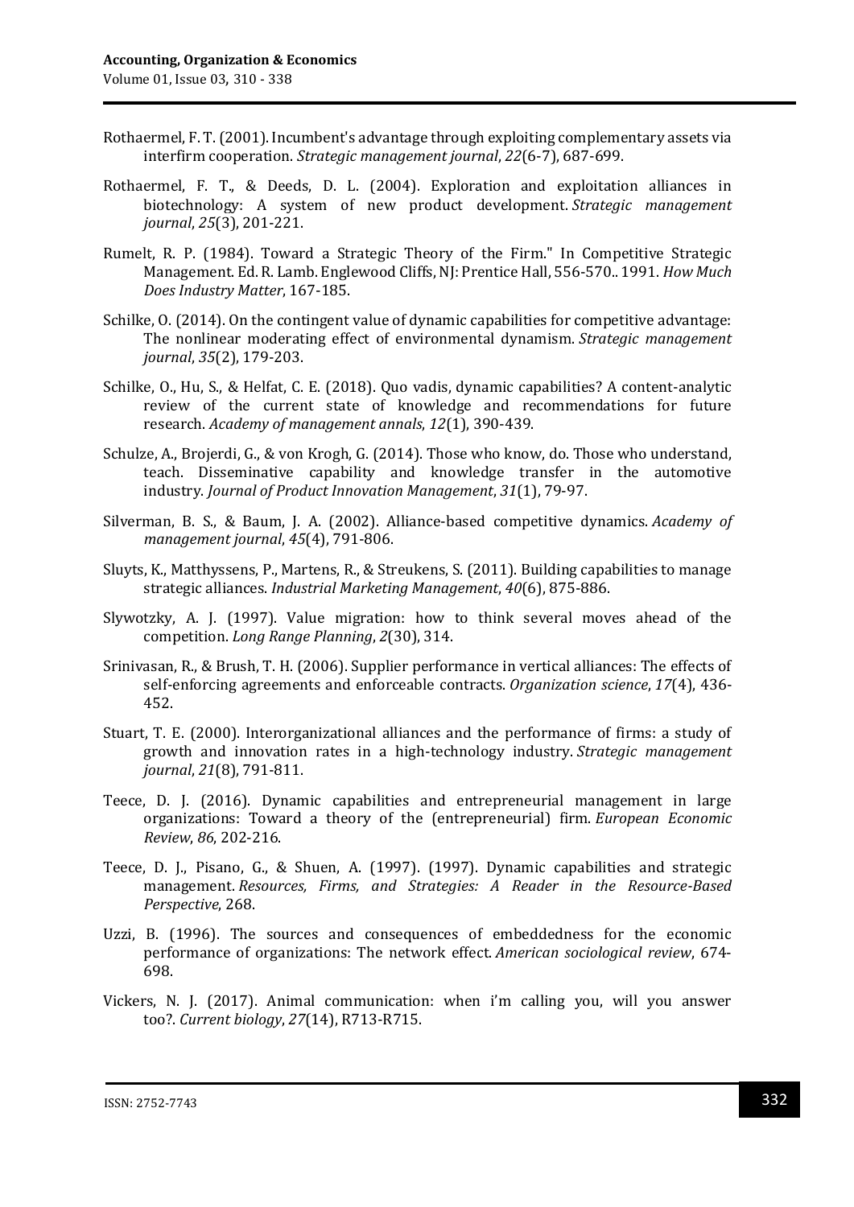Rothaermel, F. T. (2001). Incumbent's advantage through exploiting complementary assets via interfirm cooperation. *Strategic management journal*, *22*(6-7), 687-699.

Rothaermel, F. T., & Deeds, D. L. (2004). Exploration and exploitation alliances in biotechnology: A system of new product development. *Strategic management journal*, *25*(3), 201-221.

Rumelt, R. P. (1984). Toward a Strategic Theory of the Firm." In Competitive Strategic Management. Ed. R. Lamb. Englewood Cliffs, NJ: Prentice Hall, 556-570.. 1991. *How Much Does Industry Matter*, 167-185.

Schilke, O. (2014). On the contingent value of dynamic capabilities for competitive advantage: The nonlinear moderating effect of environmental dynamism. *Strategic management journal*, *35*(2), 179-203.

Schilke, O., Hu, S., & Helfat, C. E. (2018). Quo vadis, dynamic capabilities? A content-analytic review of the current state of knowledge and recommendations for future research. *Academy of management annals*, *12*(1), 390-439.

Schulze, A., Brojerdi, G., & von Krogh, G. (2014). Those who know, do. Those who understand, teach. Disseminative capability and knowledge transfer in the automotive industry. *Journal of Product Innovation Management*, *31*(1), 79-97.

Silverman, B. S., & Baum, J. A. (2002). Alliance-based competitive dynamics. *Academy of management journal*, *45*(4), 791-806.

Sluyts, K., Matthyssens, P., Martens, R., & Streukens, S. (2011). Building capabilities to manage strategic alliances. *Industrial Marketing Management*, *40*(6), 875-886.

Slywotzky, A. J. (1997). Value migration: how to think several moves ahead of the competition. *Long Range Planning*, *2*(30), 314.

Srinivasan, R., & Brush, T. H. (2006). Supplier performance in vertical alliances: The effects of self-enforcing agreements and enforceable contracts. *Organization science*, *17*(4), 436-452.

Stuart, T. E. (2000). Interorganizational alliances and the performance of firms: a study of growth and innovation rates in a high-technology industry. *Strategic management journal*, *21*(8), 791-811.

Teece, D. J. (2016). Dynamic capabilities and entrepreneurial management in large organizations: Toward a theory of the (entrepreneurial) firm. *European Economic Review*, *86*, 202-216.

Teece, D. J., Pisano, G., & Shuen, A. (1997). (1997). Dynamic capabilities and strategic management. *Resources, Firms, and Strategies: A Reader in the Resource-Based Perspective*, 268.

Uzzi, B. (1996). The sources and consequences of embeddedness for the economic performance of organizations: The network effect. *American sociological review*, 674-698.

Vickers, N. J. (2017). Animal communication: when i'm calling you, will you answer too?. *Current biology*, *27*(14), R713-R715.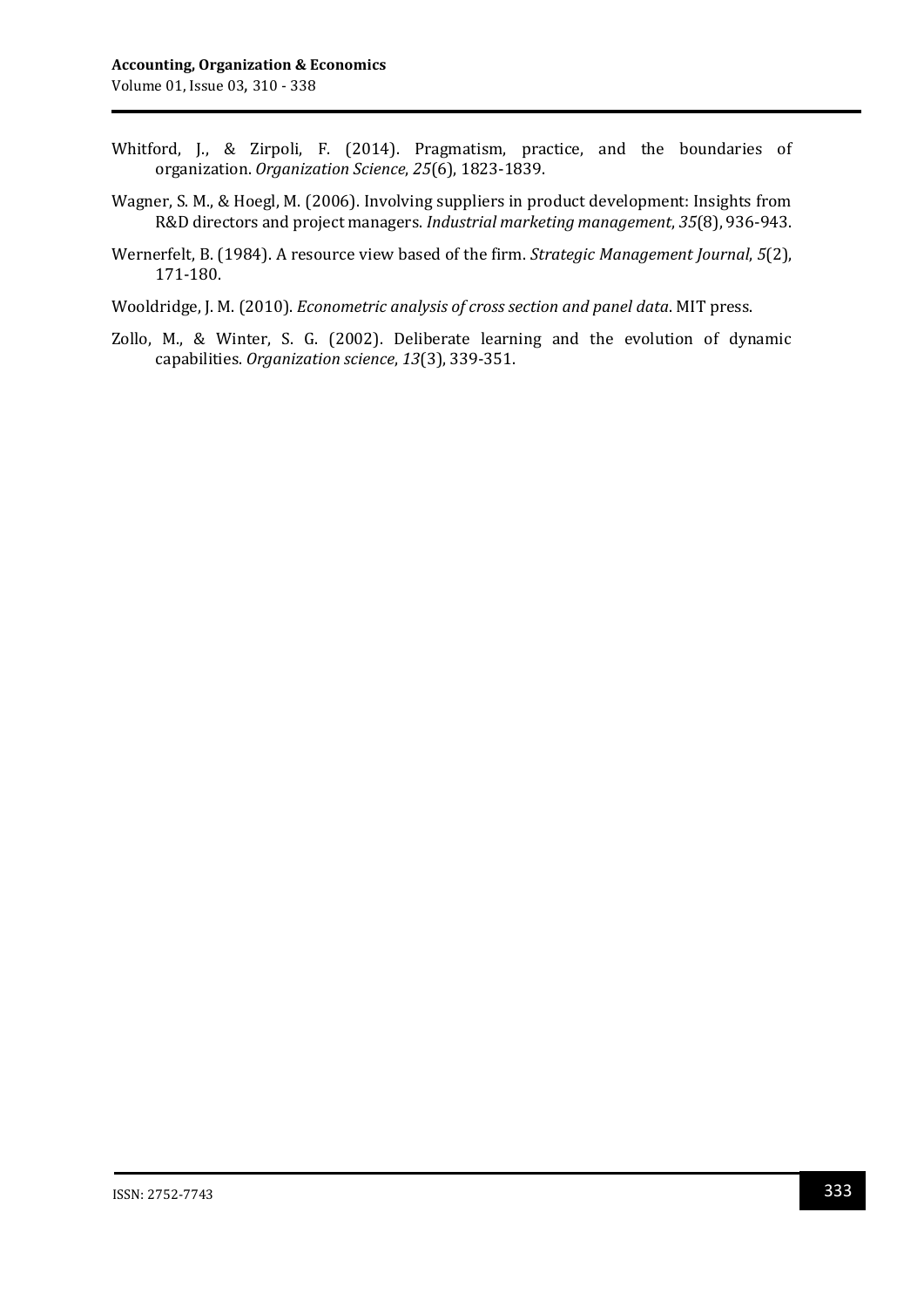Whitford, J., & Zirpoli, F. (2014). Pragmatism, practice, and the boundaries of organization. *Organization Science*, *25*(6), 1823-1839.

Wagner, S. M., & Hoegl, M. (2006). Involving suppliers in product development: Insights from R&D directors and project managers. *Industrial marketing management*, *35*(8), 936-943.

Wernerfelt, B. (1984). A resource view based of the firm. *Strategic Management Journal*, *5*(2), 171-180.

Wooldridge, J. M. (2010). *Econometric analysis of cross section and panel data*. MIT press.

Zollo, M., & Winter, S. G. (2002). Deliberate learning and the evolution of dynamic capabilities. *Organization science*, *13*(3), 339-351.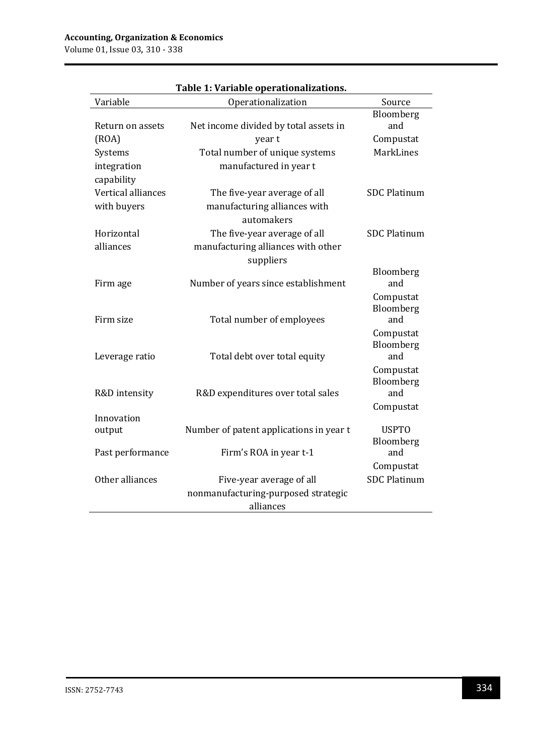**Table 1: Variable operationalizations.**

| Variable | Operationalization | Source |
|---|---|---|
| Return on assets (ROA) | Net income divided by total assets in year t | Bloomberg and Compustat |
| Systems integration capability | Total number of unique systems manufactured in year t | MarkLines |
| Vertical alliances with buyers | The five-year average of all manufacturing alliances with automakers | SDC Platinum |
| Horizontal alliances | The five-year average of all manufacturing alliances with other suppliers | SDC Platinum |
| Firm age | Number of years since establishment | Bloomberg and Compustat |
| Firm size | Total number of employees | Bloomberg and Compustat |
| Leverage ratio | Total debt over total equity | Bloomberg and Compustat |
| R&D intensity | R&D expenditures over total sales | Bloomberg and Compustat |
| Innovation output | Number of patent applications in year t | USPTO |
| Past performance | Firm's ROA in year t-1 | Bloomberg and Compustat |
| Other alliances | Five-year average of all nonmanufacturing-purposed strategic alliances | SDC Platinum |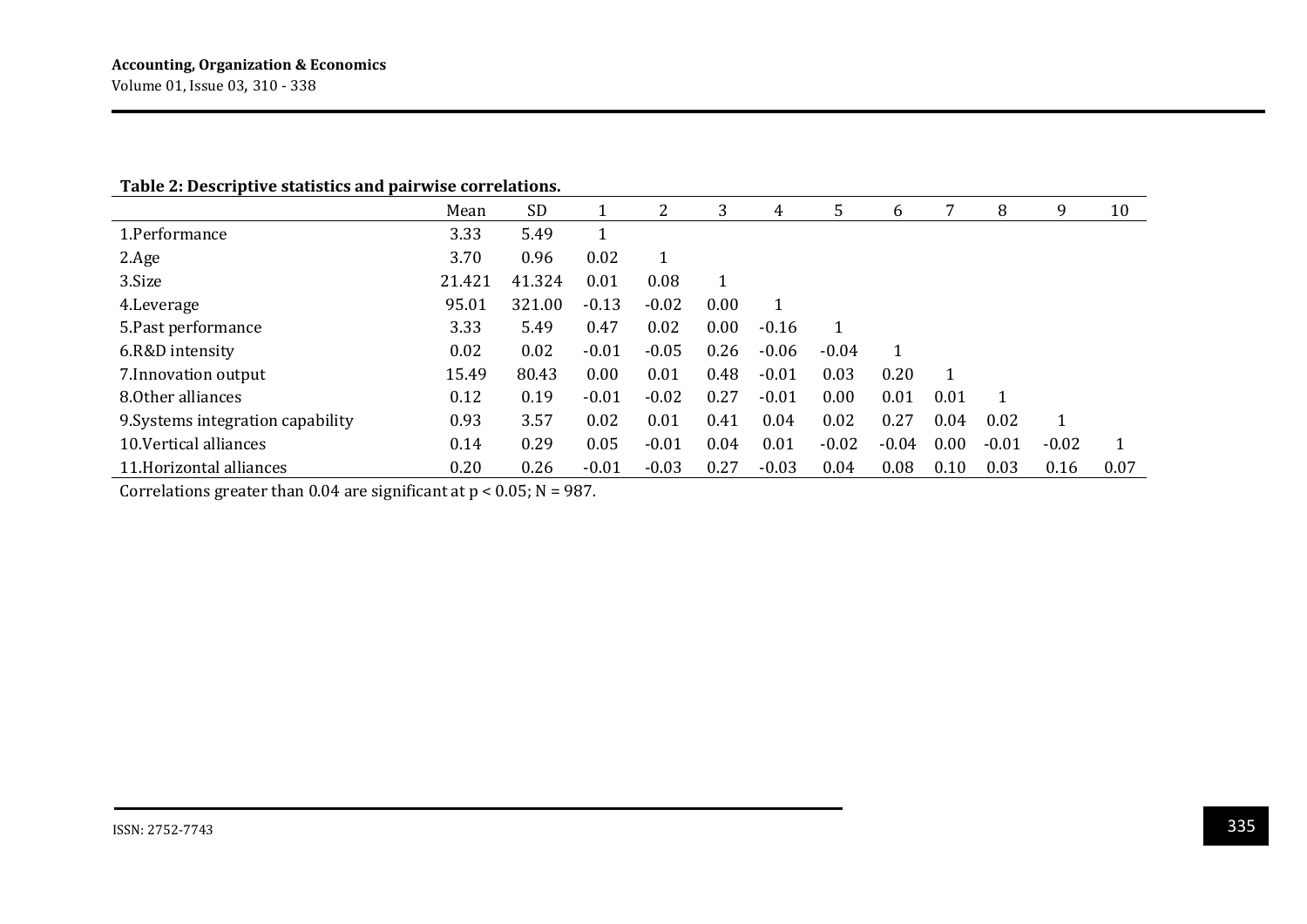**Table 2: Descriptive statistics and pairwise correlations.**

| | Mean | SD | 1 | 2 | 3 | 4 | 5 | 6 | 7 | 8 | 9 | 10 |
|---|---|---|---|---|---|---|---|---|---|---|---|---|
| 1.Performance | 3.33 | 5.49 | 1 | | | | | | | | | |
| 2.Age | 3.70 | 0.96 | 0.02 | 1 | | | | | | | | |
| 3.Size | 21.421 | 41.324 | 0.01 | 0.08 | 1 | | | | | | | |
| 4.Leverage | 95.01 | 321.00 | -0.13 | -0.02 | 0.00 | 1 | | | | | | |
| 5.Past performance | 3.33 | 5.49 | 0.47 | 0.02 | 0.00 | -0.16 | 1 | | | | | |
| 6.R&D intensity | 0.02 | 0.02 | -0.01 | -0.05 | 0.26 | -0.06 | -0.04 | 1 | | | | |
| 7.Innovation output | 15.49 | 80.43 | 0.00 | 0.01 | 0.48 | -0.01 | 0.03 | 0.20 | 1 | | | |
| 8.Other alliances | 0.12 | 0.19 | -0.01 | -0.02 | 0.27 | -0.01 | 0.00 | 0.01 | 0.01 | 1 | | |
| 9.Systems integration capability | 0.93 | 3.57 | 0.02 | 0.01 | 0.41 | 0.04 | 0.02 | 0.27 | 0.04 | 0.02 | 1 | |
| 10.Vertical alliances | 0.14 | 0.29 | 0.05 | -0.01 | 0.04 | 0.01 | -0.02 | -0.04 | 0.00 | -0.01 | -0.02 | 1 |
| 11.Horizontal alliances | 0.20 | 0.26 | -0.01 | -0.03 | 0.27 | -0.03 | 0.04 | 0.08 | 0.10 | 0.03 | 0.16 | 0.07 |

Correlations greater than 0.04 are significant at $p < 0.05$; $N = 987$.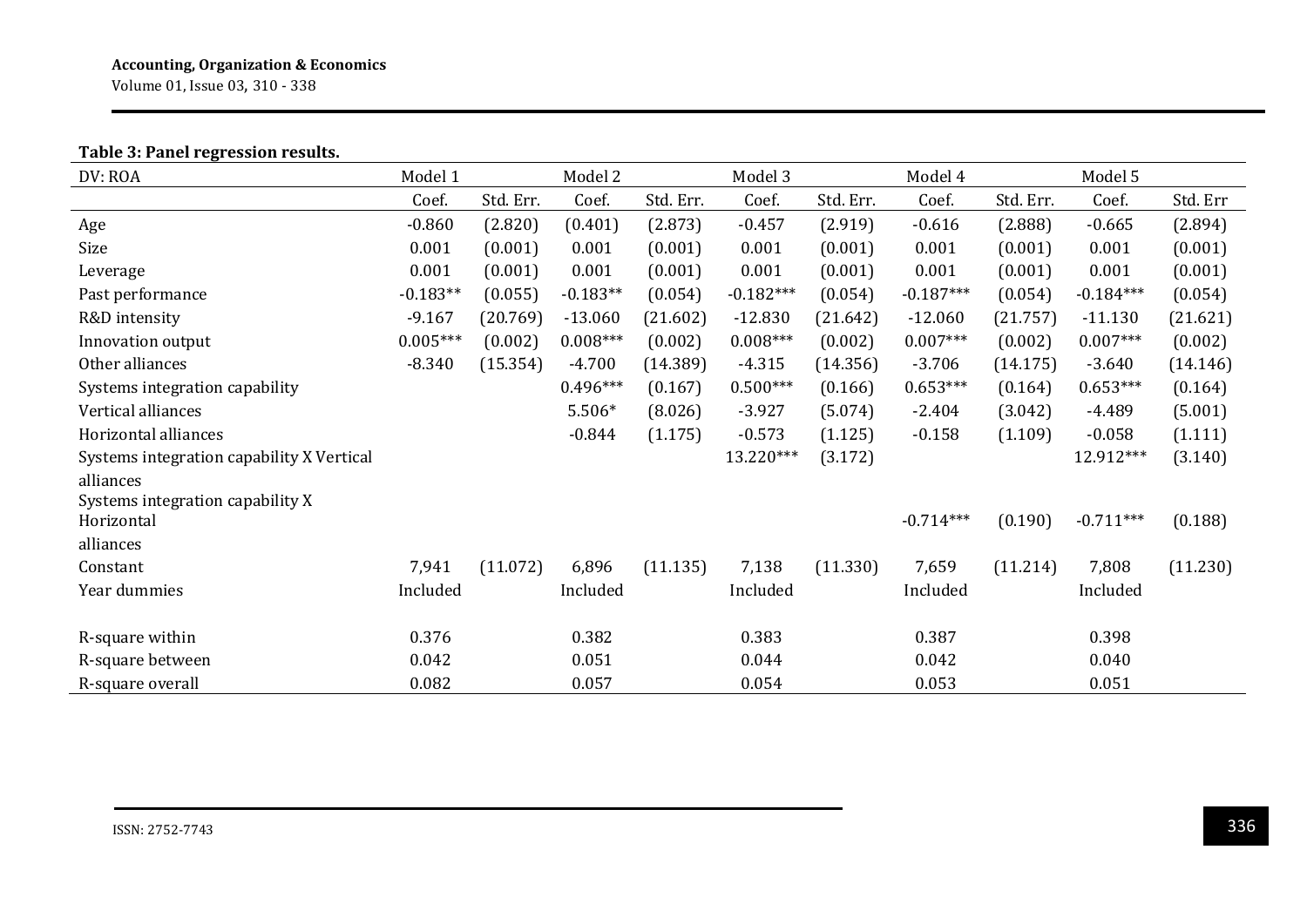**Table 3: Panel regression results.**

| DV: ROA | Model 1 | | Model 2 | | Model 3 | | Model 4 | | Model 5 | |
|---|---|---|---|---|---|---|---|---|---|---|
| | Coef. | Std. Err. | Coef. | Std. Err. | Coef. | Std. Err. | Coef. | Std. Err. | Coef. | Std. Err |
| Age | -0.860 | (2.820) | (0.401) | (2.873) | -0.457 | (2.919) | -0.616 | (2.888) | -0.665 | (2.894) |
| Size | 0.001 | (0.001) | 0.001 | (0.001) | 0.001 | (0.001) | 0.001 | (0.001) | 0.001 | (0.001) |
| Leverage | 0.001 | (0.001) | 0.001 | (0.001) | 0.001 | (0.001) | 0.001 | (0.001) | 0.001 | (0.001) |
| Past performance | -0.183** | (0.055) | -0.183** | (0.054) | -0.182*** | (0.054) | -0.187*** | (0.054) | -0.184*** | (0.054) |
| R&D intensity | -9.167 | (20.769) | -13.060 | (21.602) | -12.830 | (21.642) | -12.060 | (21.757) | -11.130 | (21.621) |
| Innovation output | 0.005*** | (0.002) | 0.008*** | (0.002) | 0.008*** | (0.002) | 0.007*** | (0.002) | 0.007*** | (0.002) |
| Other alliances | -8.340 | (15.354) | -4.700 | (14.389) | -4.315 | (14.356) | -3.706 | (14.175) | -3.640 | (14.146) |
| Systems integration capability | | | 0.496*** | (0.167) | 0.500*** | (0.166) | 0.653*** | (0.164) | 0.653*** | (0.164) |
| Vertical alliances | | | 5.506* | (8.026) | -3.927 | (5.074) | -2.404 | (3.042) | -4.489 | (5.001) |
| Horizontal alliances | | | -0.844 | (1.175) | -0.573 | (1.125) | -0.158 | (1.109) | -0.058 | (1.111) |
| Systems integration capability X Vertical alliances | | | | | 13.220*** | (3.172) | | | 12.912*** | (3.140) |
| Systems integration capability X Horizontal alliances | | | | | | | -0.714*** | (0.190) | -0.711*** | (0.188) |
| Constant | 7,941 | (11.072) | 6,896 | (11.135) | 7,138 | (11.330) | 7,659 | (11.214) | 7,808 | (11.230) |
| Year dummies | Included | | Included | | Included | | Included | | Included | |
| | | | | | | | | | | |
| R-square within | 0.376 | | 0.382 | | 0.383 | | 0.387 | | 0.398 | |
| R-square between | 0.042 | | 0.051 | | 0.044 | | 0.042 | | 0.040 | |
| R-square overall | 0.082 | | 0.057 | | 0.054 | | 0.053 | | 0.051 | |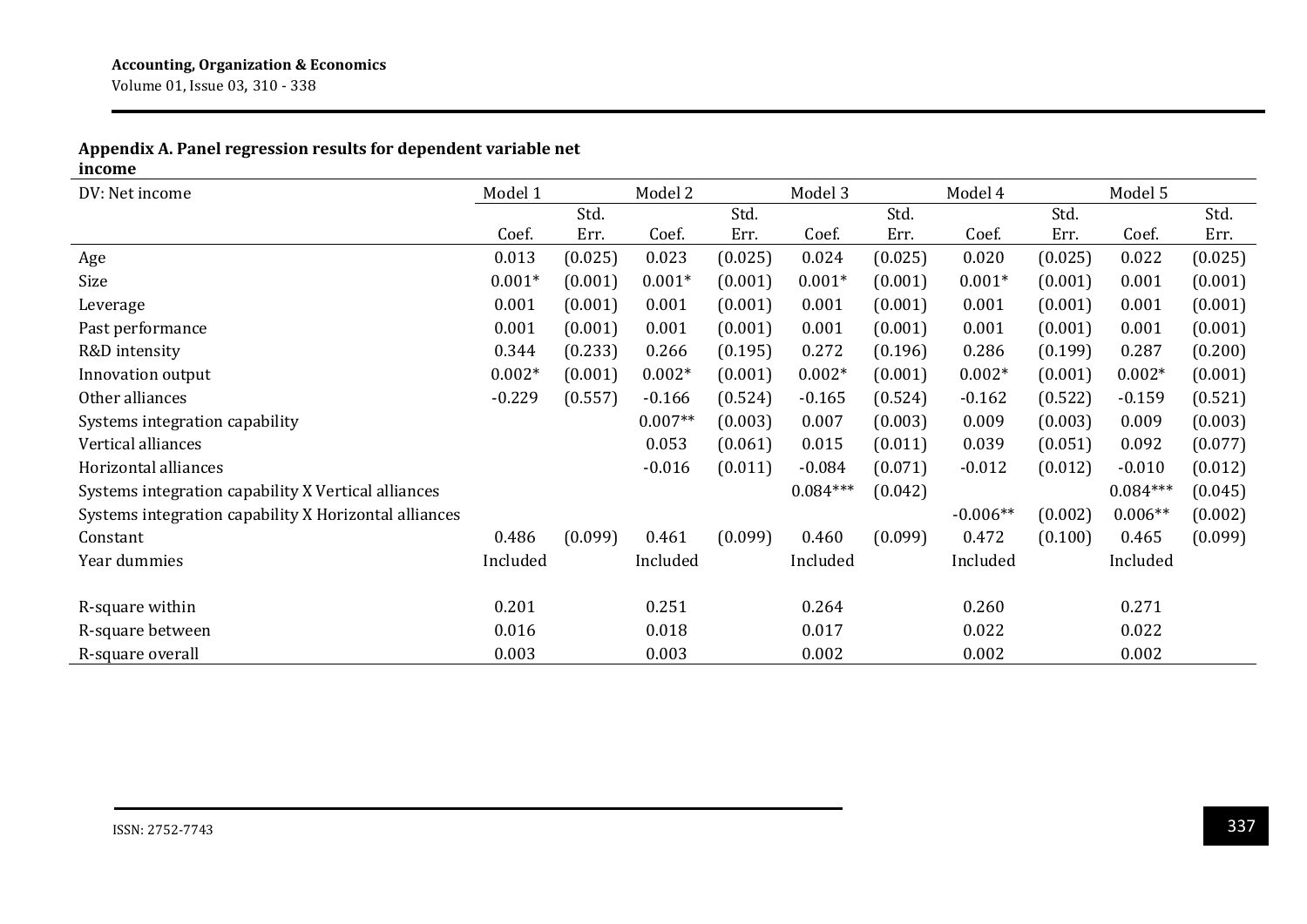**Appendix A. Panel regression results for dependent variable net income**

| DV: Net income | Model 1 | | Model 2 | | Model 3 | | Model 4 | | Model 5 | |
|---|---|---|---|---|---|---|---|---|---|---|
| | Coef. | Std. Err. | Coef. | Std. Err. | Coef. | Std. Err. | Coef. | Std. Err. | Coef. | Std. Err. |
| Age | 0.013 | (0.025) | 0.023 | (0.025) | 0.024 | (0.025) | 0.020 | (0.025) | 0.022 | (0.025) |
| Size | 0.001* | (0.001) | 0.001* | (0.001) | 0.001* | (0.001) | 0.001* | (0.001) | 0.001 | (0.001) |
| Leverage | 0.001 | (0.001) | 0.001 | (0.001) | 0.001 | (0.001) | 0.001 | (0.001) | 0.001 | (0.001) |
| Past performance | 0.001 | (0.001) | 0.001 | (0.001) | 0.001 | (0.001) | 0.001 | (0.001) | 0.001 | (0.001) |
| R&D intensity | 0.344 | (0.233) | 0.266 | (0.195) | 0.272 | (0.196) | 0.286 | (0.199) | 0.287 | (0.200) |
| Innovation output | 0.002* | (0.001) | 0.002* | (0.001) | 0.002* | (0.001) | 0.002* | (0.001) | 0.002* | (0.001) |
| Other alliances | -0.229 | (0.557) | -0.166 | (0.524) | -0.165 | (0.524) | -0.162 | (0.522) | -0.159 | (0.521) |
| Systems integration capability | | | 0.007** | (0.003) | 0.007 | (0.003) | 0.009 | (0.003) | 0.009 | (0.003) |
| Vertical alliances | | | 0.053 | (0.061) | 0.015 | (0.011) | 0.039 | (0.051) | 0.092 | (0.077) |
| Horizontal alliances | | | -0.016 | (0.011) | -0.084 | (0.071) | -0.012 | (0.012) | -0.010 | (0.012) |
| Systems integration capability X Vertical alliances | | | | | 0.084*** | (0.042) | | | 0.084*** | (0.045) |
| Systems integration capability X Horizontal alliances | | | | | | | -0.006** | (0.002) | 0.006** | (0.002) |
| Constant | 0.486 | (0.099) | 0.461 | (0.099) | 0.460 | (0.099) | 0.472 | (0.100) | 0.465 | (0.099) |
| Year dummies | Included | | Included | | Included | | Included | | Included | |
| R-square within | 0.201 | | 0.251 | | 0.264 | | 0.260 | | 0.271 | |
| R-square between | 0.016 | | 0.018 | | 0.017 | | 0.022 | | 0.022 | |
| R-square overall | 0.003 | | 0.003 | | 0.002 | | 0.002 | | 0.002 | |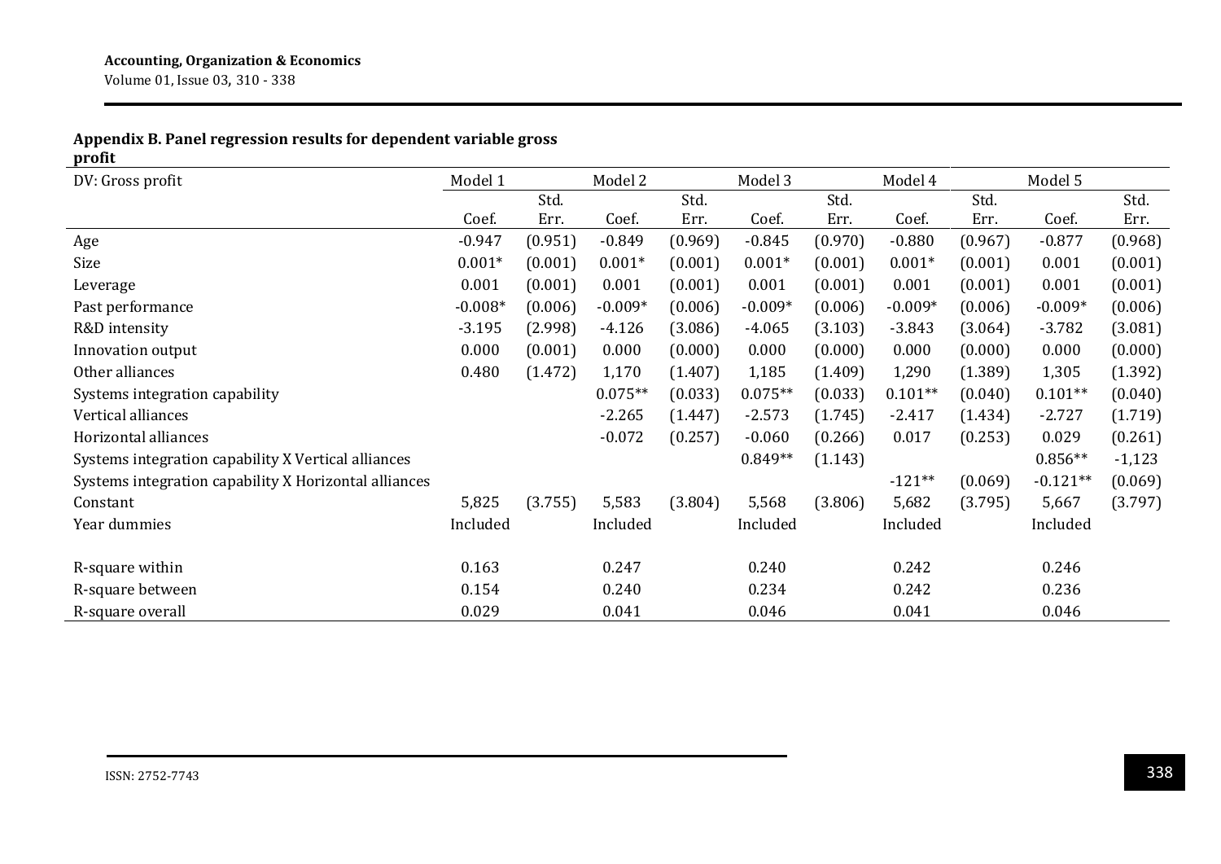**Appendix B. Panel regression results for dependent variable gross profit**

| DV: Gross profit | Model 1 | | Model 2 | | Model 3 | | Model 4 | | Model 5 | |
|---|---|---|---|---|---|---|---|---|---|---|
| | Coef. | Std. Err. | Coef. | Std. Err. | Coef. | Std. Err. | Coef. | Std. Err. | Coef. | Std. Err. |
| Age | -0.947 | (0.951) | -0.849 | (0.969) | -0.845 | (0.970) | -0.880 | (0.967) | -0.877 | (0.968) |
| Size | 0.001* | (0.001) | 0.001* | (0.001) | 0.001* | (0.001) | 0.001* | (0.001) | 0.001 | (0.001) |
| Leverage | 0.001 | (0.001) | 0.001 | (0.001) | 0.001 | (0.001) | 0.001 | (0.001) | 0.001 | (0.001) |
| Past performance | -0.008* | (0.006) | -0.009* | (0.006) | -0.009* | (0.006) | -0.009* | (0.006) | -0.009* | (0.006) |
| R&D intensity | -3.195 | (2.998) | -4.126 | (3.086) | -4.065 | (3.103) | -3.843 | (3.064) | -3.782 | (3.081) |
| Innovation output | 0.000 | (0.001) | 0.000 | (0.000) | 0.000 | (0.000) | 0.000 | (0.000) | 0.000 | (0.000) |
| Other alliances | 0.480 | (1.472) | 1,170 | (1.407) | 1,185 | (1.409) | 1,290 | (1.389) | 1,305 | (1.392) |
| Systems integration capability | | | 0.075** | (0.033) | 0.075** | (0.033) | 0.101** | (0.040) | 0.101** | (0.040) |
| Vertical alliances | | | -2.265 | (1.447) | -2.573 | (1.745) | -2.417 | (1.434) | -2.727 | (1.719) |
| Horizontal alliances | | | -0.072 | (0.257) | -0.060 | (0.266) | 0.017 | (0.253) | 0.029 | (0.261) |
| Systems integration capability X Vertical alliances | | | | | 0.849** | (1.143) | | | 0.856** | -1,123 |
| Systems integration capability X Horizontal alliances | | | | | | | -121** | (0.069) | -0.121** | (0.069) |
| Constant | 5,825 | (3.755) | 5,583 | (3.804) | 5,568 | (3.806) | 5,682 | (3.795) | 5,667 | (3.797) |
| Year dummies | Included | | Included | | Included | | Included | | Included | |
| R-square within | 0.163 | | 0.247 | | 0.240 | | 0.242 | | 0.246 | |
| R-square between | 0.154 | | 0.240 | | 0.234 | | 0.242 | | 0.236 | |
| R-square overall | 0.029 | | 0.041 | | 0.046 | | 0.041 | | 0.046 | |